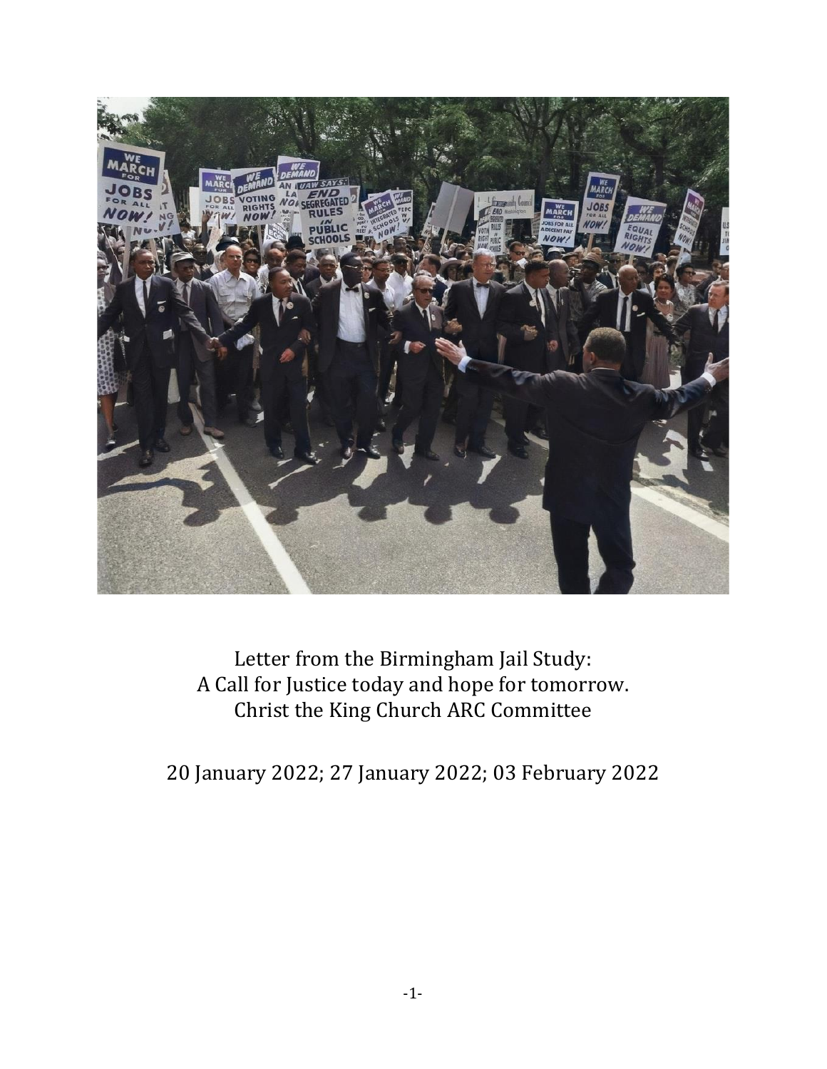Letter from the Birmingham Jail Study:
A Call for Justice today and hope for tomorrow.
Christ the King Church ARC Committee

20 January 2022; 27 January 2022; 03 February 2022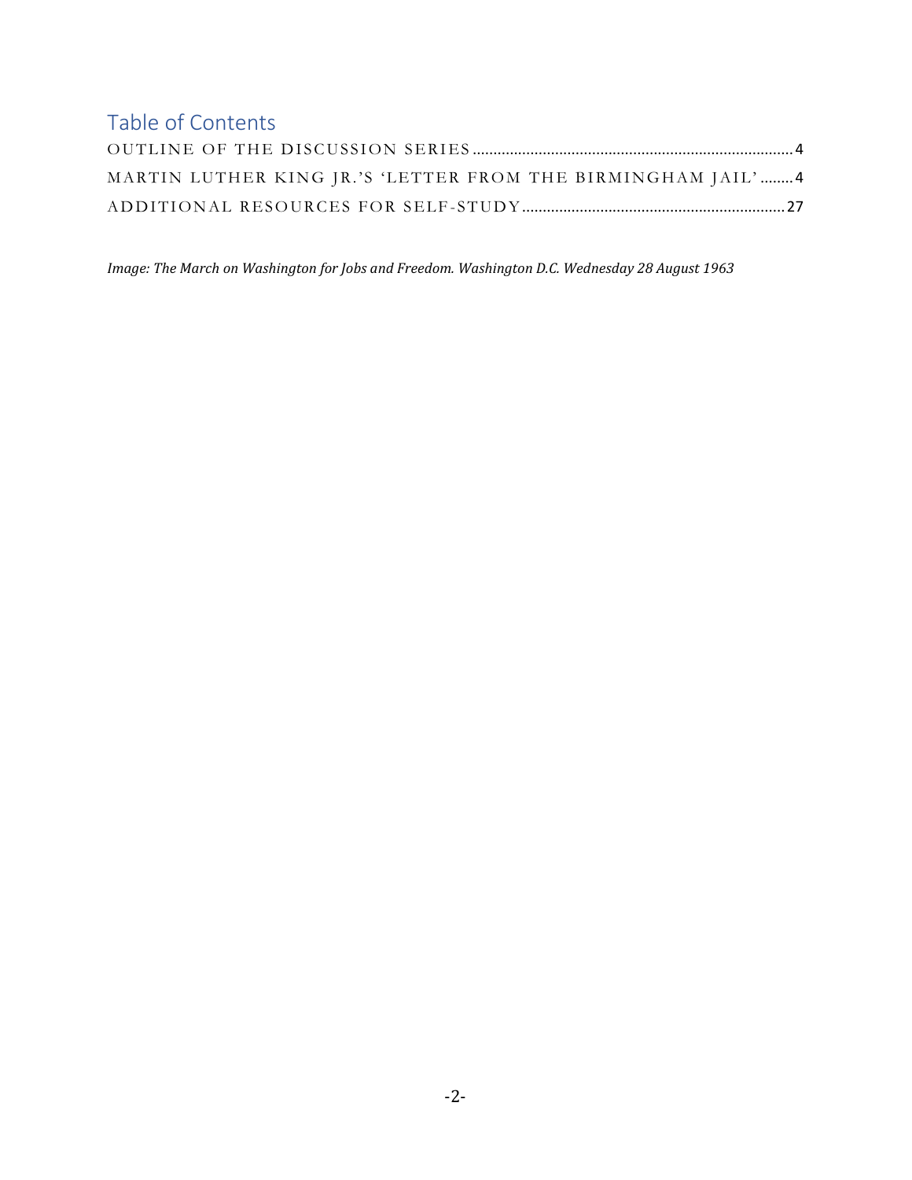## Table of Contents

OUTLINE OF THE DISCUSSION SERIES .......... 4

MARTIN LUTHER KING JR.'S 'LETTER FROM THE BIRMINGHAM JAIL' .......... 4

ADDITIONAL RESOURCES FOR SELF-STUDY .......... 27

*Image: The March on Washington for Jobs and Freedom. Washington D.C. Wednesday 28 August 1963*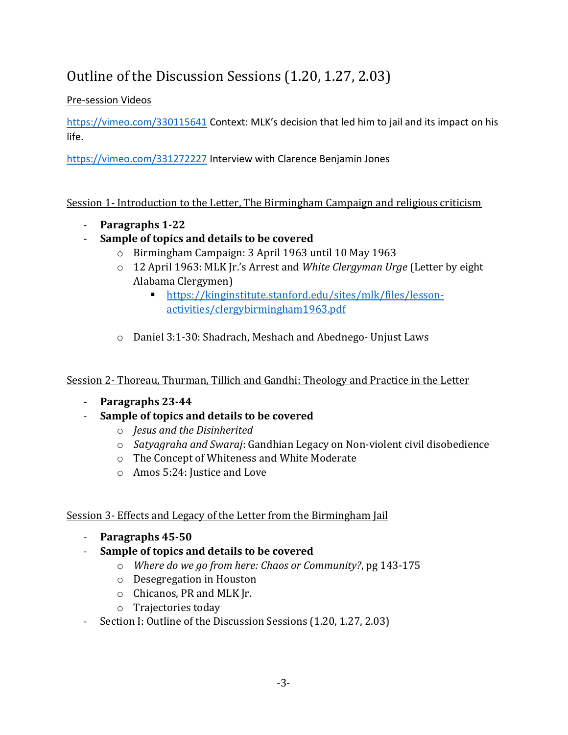# Outline of the Discussion Sessions (1.20, 1.27, 2.03)

Pre-session Videos

https://vimeo.com/330115641 Context: MLK's decision that led him to jail and its impact on his life.

https://vimeo.com/331272227 Interview with Clarence Benjamin Jones

## Session 1- Introduction to the Letter, The Birmingham Campaign and religious criticism

- **Paragraphs 1-22**
- **Sample of topics and details to be covered**
  - Birmingham Campaign: 3 April 1963 until 10 May 1963
  - 12 April 1963: MLK Jr.'s Arrest and *White Clergyman Urge* (Letter by eight Alabama Clergymen)
    - https://kinginstitute.stanford.edu/sites/mlk/files/lesson-activities/clergybirmingham1963.pdf
  - Daniel 3:1-30: Shadrach, Meshach and Abednego- Unjust Laws

## Session 2- Thoreau, Thurman, Tillich and Gandhi: Theology and Practice in the Letter

- **Paragraphs 23-44**
- **Sample of topics and details to be covered**
  - *Jesus and the Disinherited*
  - *Satyagraha and Swaraj*: Gandhian Legacy on Non-violent civil disobedience
  - The Concept of Whiteness and White Moderate
  - Amos 5:24: Justice and Love

## Session 3- Effects and Legacy of the Letter from the Birmingham Jail

- **Paragraphs 45-50**
- **Sample of topics and details to be covered**
  - *Where do we go from here: Chaos or Community?*, pg 143-175
  - Desegregation in Houston
  - Chicanos, PR and MLK Jr.
  - Trajectories today
- Section I: Outline of the Discussion Sessions (1.20, 1.27, 2.03)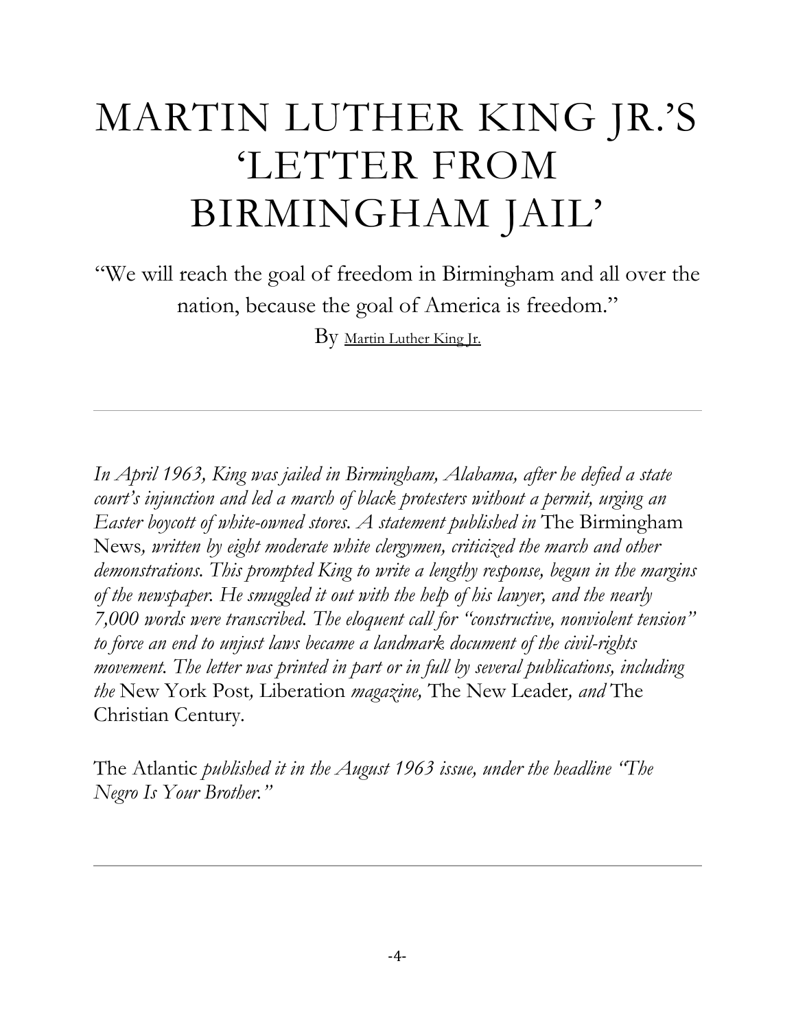# MARTIN LUTHER KING JR.'S 'LETTER FROM BIRMINGHAM JAIL'

"We will reach the goal of freedom in Birmingham and all over the nation, because the goal of America is freedom."

By Martin Luther King Jr.

---

*In April 1963, King was jailed in Birmingham, Alabama, after he defied a state court's injunction and led a march of black protesters without a permit, urging an Easter boycott of white-owned stores. A statement published in* The Birmingham News*, written by eight moderate white clergymen, criticized the march and other demonstrations. This prompted King to write a lengthy response, begun in the margins of the newspaper. He smuggled it out with the help of his lawyer, and the nearly 7,000 words were transcribed. The eloquent call for "constructive, nonviolent tension" to force an end to unjust laws became a landmark document of the civil-rights movement. The letter was printed in part or in full by several publications, including the* New York Post*,* Liberation *magazine,* The New Leader*, and* The Christian Century.

The Atlantic *published it in the August 1963 issue, under the headline "The Negro Is Your Brother."*

---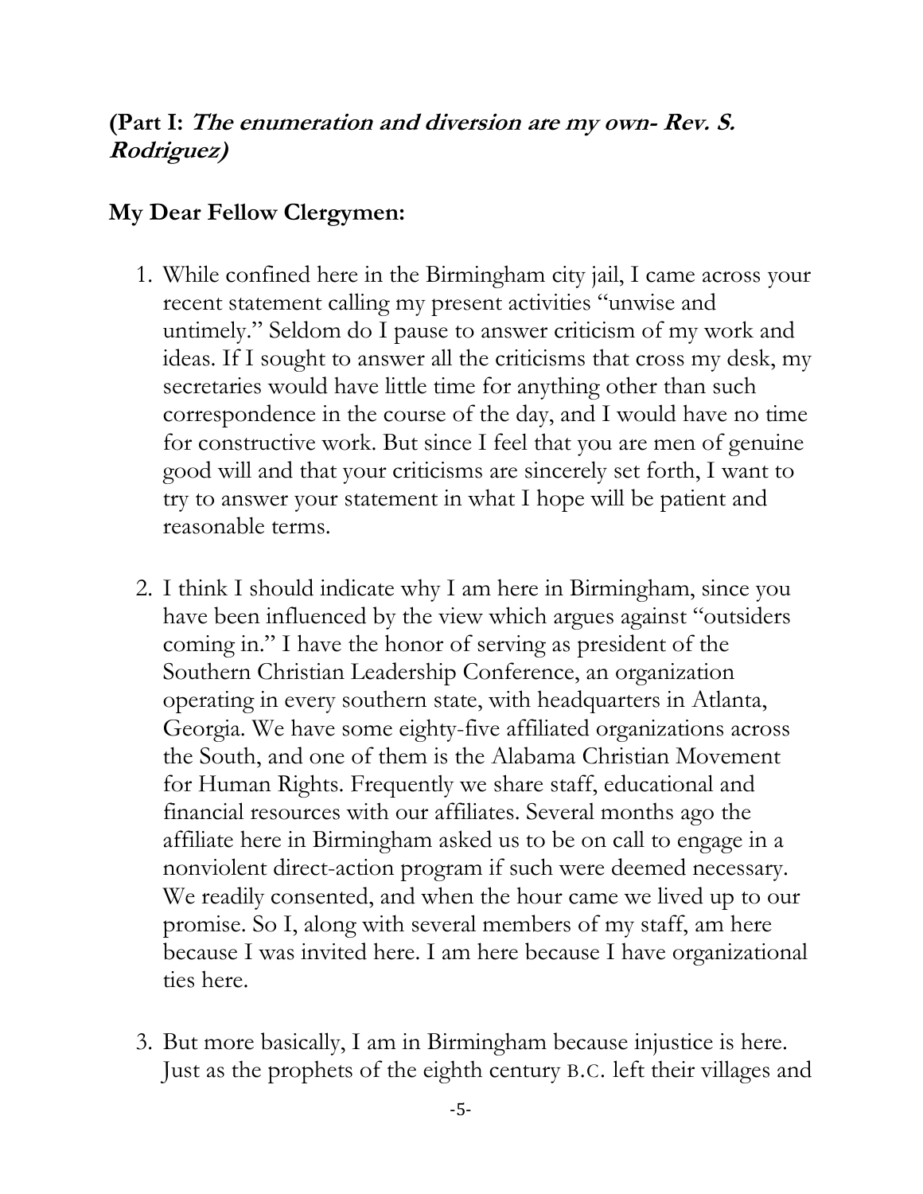## (Part I: *The enumeration and diversion are my own- Rev. S. Rodriguez*)

**My Dear Fellow Clergymen:**

1. While confined here in the Birmingham city jail, I came across your recent statement calling my present activities "unwise and untimely." Seldom do I pause to answer criticism of my work and ideas. If I sought to answer all the criticisms that cross my desk, my secretaries would have little time for anything other than such correspondence in the course of the day, and I would have no time for constructive work. But since I feel that you are men of genuine good will and that your criticisms are sincerely set forth, I want to try to answer your statement in what I hope will be patient and reasonable terms.

2. I think I should indicate why I am here in Birmingham, since you have been influenced by the view which argues against "outsiders coming in." I have the honor of serving as president of the Southern Christian Leadership Conference, an organization operating in every southern state, with headquarters in Atlanta, Georgia. We have some eighty-five affiliated organizations across the South, and one of them is the Alabama Christian Movement for Human Rights. Frequently we share staff, educational and financial resources with our affiliates. Several months ago the affiliate here in Birmingham asked us to be on call to engage in a nonviolent direct-action program if such were deemed necessary. We readily consented, and when the hour came we lived up to our promise. So I, along with several members of my staff, am here because I was invited here. I am here because I have organizational ties here.

3. But more basically, I am in Birmingham because injustice is here. Just as the prophets of the eighth century B.C. left their villages and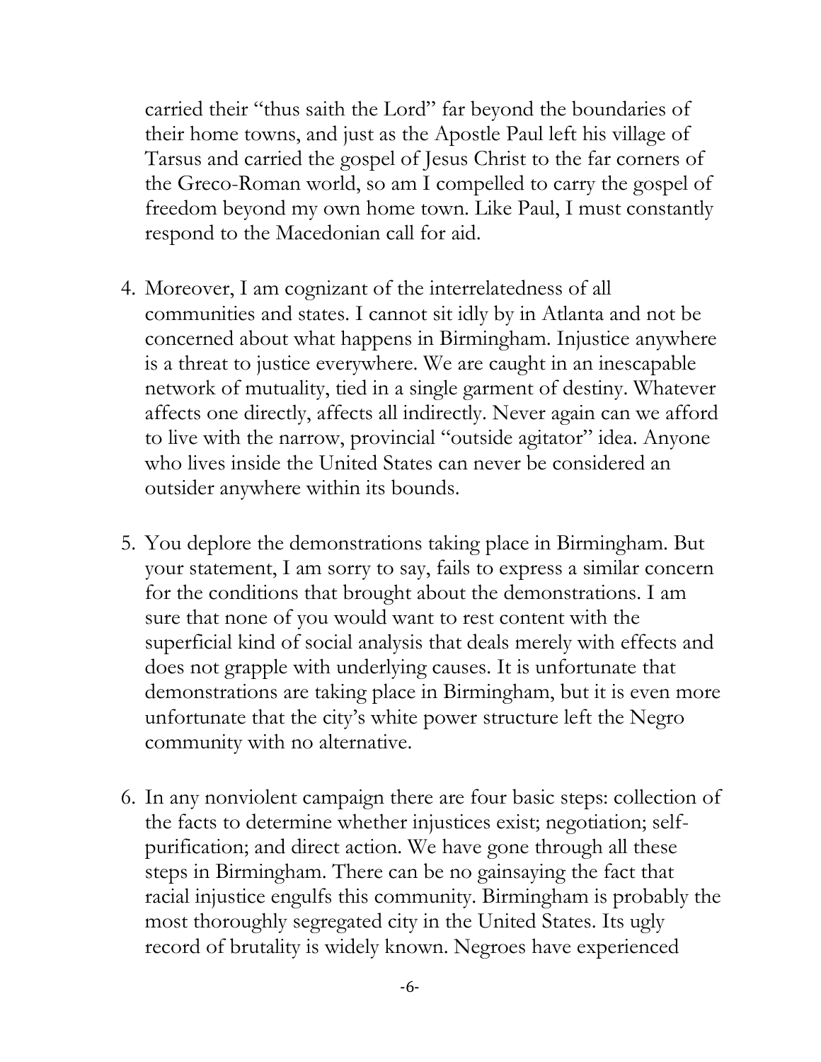carried their "thus saith the Lord" far beyond the boundaries of their home towns, and just as the Apostle Paul left his village of Tarsus and carried the gospel of Jesus Christ to the far corners of the Greco-Roman world, so am I compelled to carry the gospel of freedom beyond my own home town. Like Paul, I must constantly respond to the Macedonian call for aid.

4. Moreover, I am cognizant of the interrelatedness of all communities and states. I cannot sit idly by in Atlanta and not be concerned about what happens in Birmingham. Injustice anywhere is a threat to justice everywhere. We are caught in an inescapable network of mutuality, tied in a single garment of destiny. Whatever affects one directly, affects all indirectly. Never again can we afford to live with the narrow, provincial "outside agitator" idea. Anyone who lives inside the United States can never be considered an outsider anywhere within its bounds.

5. You deplore the demonstrations taking place in Birmingham. But your statement, I am sorry to say, fails to express a similar concern for the conditions that brought about the demonstrations. I am sure that none of you would want to rest content with the superficial kind of social analysis that deals merely with effects and does not grapple with underlying causes. It is unfortunate that demonstrations are taking place in Birmingham, but it is even more unfortunate that the city's white power structure left the Negro community with no alternative.

6. In any nonviolent campaign there are four basic steps: collection of the facts to determine whether injustices exist; negotiation; self-purification; and direct action. We have gone through all these steps in Birmingham. There can be no gainsaying the fact that racial injustice engulfs this community. Birmingham is probably the most thoroughly segregated city in the United States. Its ugly record of brutality is widely known. Negroes have experienced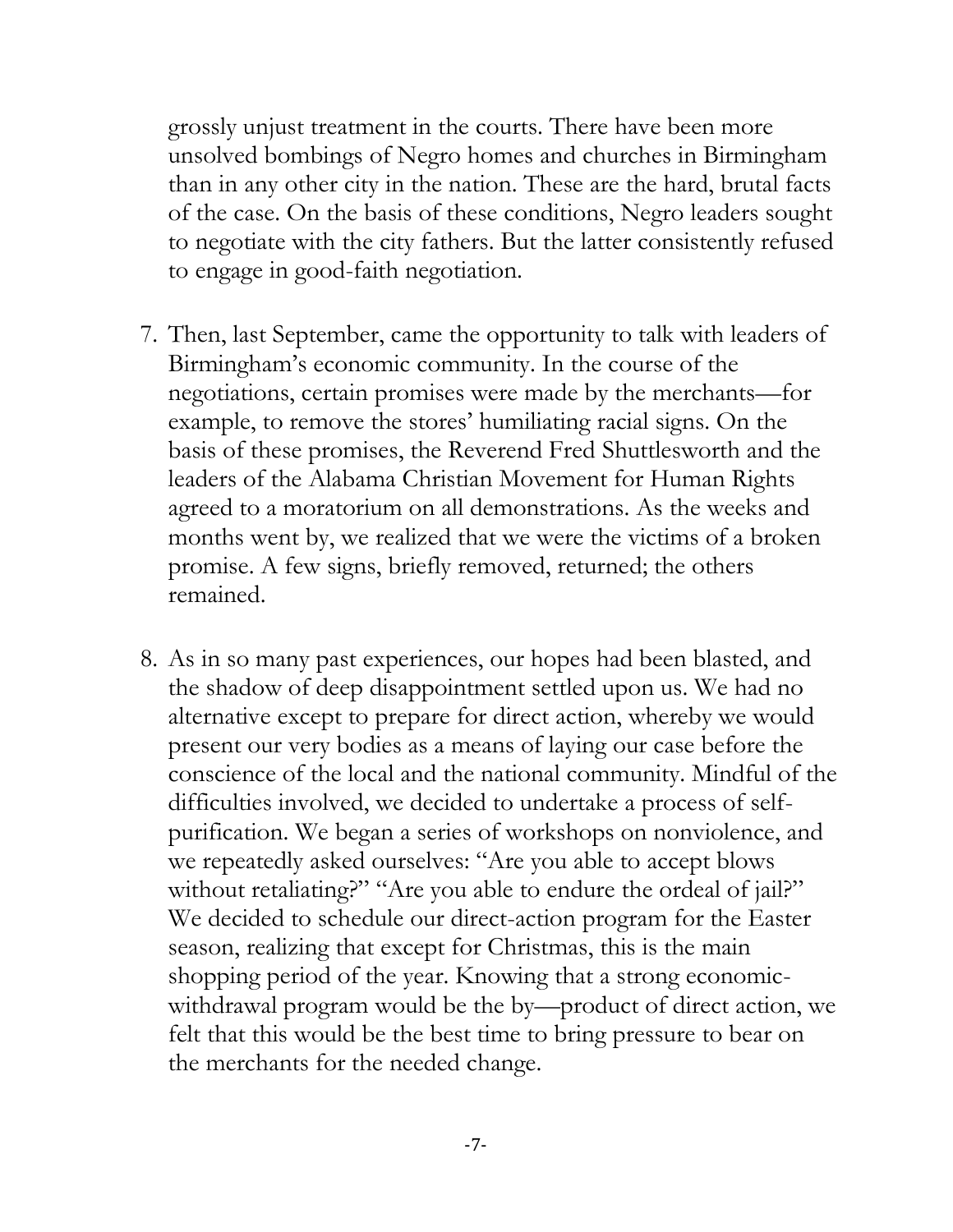grossly unjust treatment in the courts. There have been more unsolved bombings of Negro homes and churches in Birmingham than in any other city in the nation. These are the hard, brutal facts of the case. On the basis of these conditions, Negro leaders sought to negotiate with the city fathers. But the latter consistently refused to engage in good-faith negotiation.

7. Then, last September, came the opportunity to talk with leaders of Birmingham's economic community. In the course of the negotiations, certain promises were made by the merchants—for example, to remove the stores' humiliating racial signs. On the basis of these promises, the Reverend Fred Shuttlesworth and the leaders of the Alabama Christian Movement for Human Rights agreed to a moratorium on all demonstrations. As the weeks and months went by, we realized that we were the victims of a broken promise. A few signs, briefly removed, returned; the others remained.

8. As in so many past experiences, our hopes had been blasted, and the shadow of deep disappointment settled upon us. We had no alternative except to prepare for direct action, whereby we would present our very bodies as a means of laying our case before the conscience of the local and the national community. Mindful of the difficulties involved, we decided to undertake a process of self-purification. We began a series of workshops on nonviolence, and we repeatedly asked ourselves: "Are you able to accept blows without retaliating?" "Are you able to endure the ordeal of jail?" We decided to schedule our direct-action program for the Easter season, realizing that except for Christmas, this is the main shopping period of the year. Knowing that a strong economic-withdrawal program would be the by—product of direct action, we felt that this would be the best time to bring pressure to bear on the merchants for the needed change.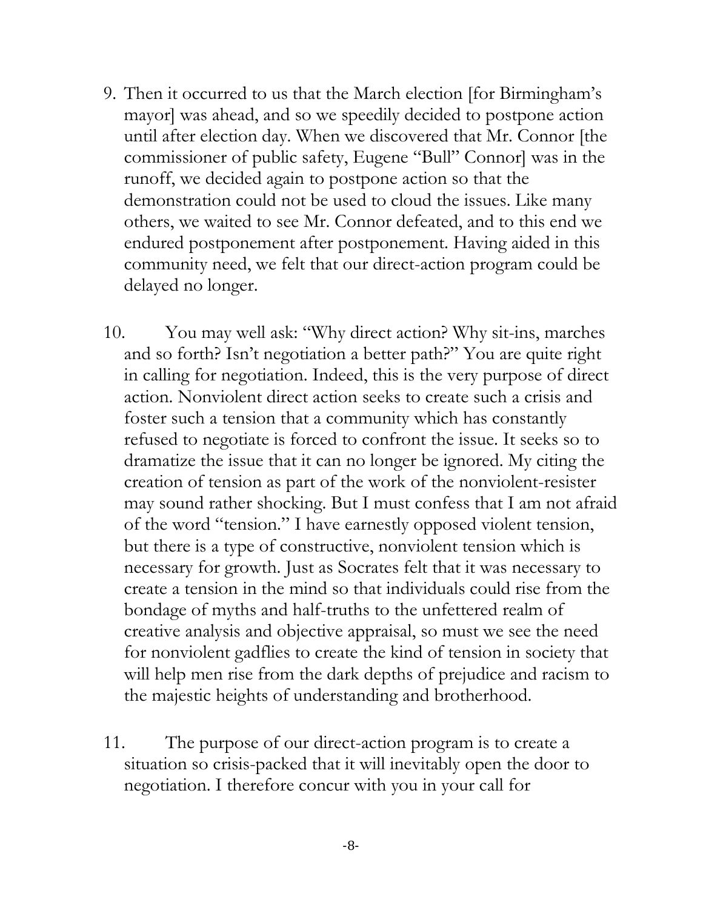9. Then it occurred to us that the March election [for Birmingham's mayor] was ahead, and so we speedily decided to postpone action until after election day. When we discovered that Mr. Connor [the commissioner of public safety, Eugene "Bull" Connor] was in the runoff, we decided again to postpone action so that the demonstration could not be used to cloud the issues. Like many others, we waited to see Mr. Connor defeated, and to this end we endured postponement after postponement. Having aided in this community need, we felt that our direct-action program could be delayed no longer.

10. You may well ask: "Why direct action? Why sit-ins, marches and so forth? Isn't negotiation a better path?" You are quite right in calling for negotiation. Indeed, this is the very purpose of direct action. Nonviolent direct action seeks to create such a crisis and foster such a tension that a community which has constantly refused to negotiate is forced to confront the issue. It seeks so to dramatize the issue that it can no longer be ignored. My citing the creation of tension as part of the work of the nonviolent-resister may sound rather shocking. But I must confess that I am not afraid of the word "tension." I have earnestly opposed violent tension, but there is a type of constructive, nonviolent tension which is necessary for growth. Just as Socrates felt that it was necessary to create a tension in the mind so that individuals could rise from the bondage of myths and half-truths to the unfettered realm of creative analysis and objective appraisal, so must we see the need for nonviolent gadflies to create the kind of tension in society that will help men rise from the dark depths of prejudice and racism to the majestic heights of understanding and brotherhood.

11. The purpose of our direct-action program is to create a situation so crisis-packed that it will inevitably open the door to negotiation. I therefore concur with you in your call for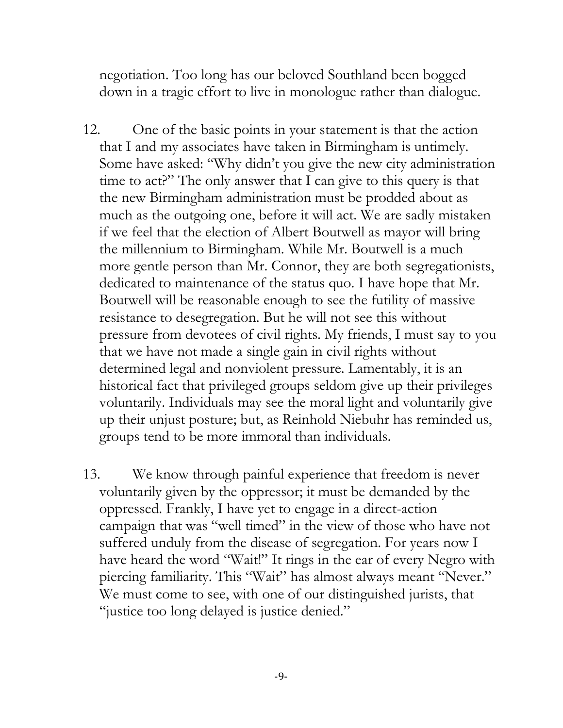negotiation. Too long has our beloved Southland been bogged down in a tragic effort to live in monologue rather than dialogue.

12. One of the basic points in your statement is that the action that I and my associates have taken in Birmingham is untimely. Some have asked: "Why didn't you give the new city administration time to act?" The only answer that I can give to this query is that the new Birmingham administration must be prodded about as much as the outgoing one, before it will act. We are sadly mistaken if we feel that the election of Albert Boutwell as mayor will bring the millennium to Birmingham. While Mr. Boutwell is a much more gentle person than Mr. Connor, they are both segregationists, dedicated to maintenance of the status quo. I have hope that Mr. Boutwell will be reasonable enough to see the futility of massive resistance to desegregation. But he will not see this without pressure from devotees of civil rights. My friends, I must say to you that we have not made a single gain in civil rights without determined legal and nonviolent pressure. Lamentably, it is an historical fact that privileged groups seldom give up their privileges voluntarily. Individuals may see the moral light and voluntarily give up their unjust posture; but, as Reinhold Niebuhr has reminded us, groups tend to be more immoral than individuals.

13. We know through painful experience that freedom is never voluntarily given by the oppressor; it must be demanded by the oppressed. Frankly, I have yet to engage in a direct-action campaign that was "well timed" in the view of those who have not suffered unduly from the disease of segregation. For years now I have heard the word "Wait!" It rings in the ear of every Negro with piercing familiarity. This "Wait" has almost always meant "Never." We must come to see, with one of our distinguished jurists, that "justice too long delayed is justice denied."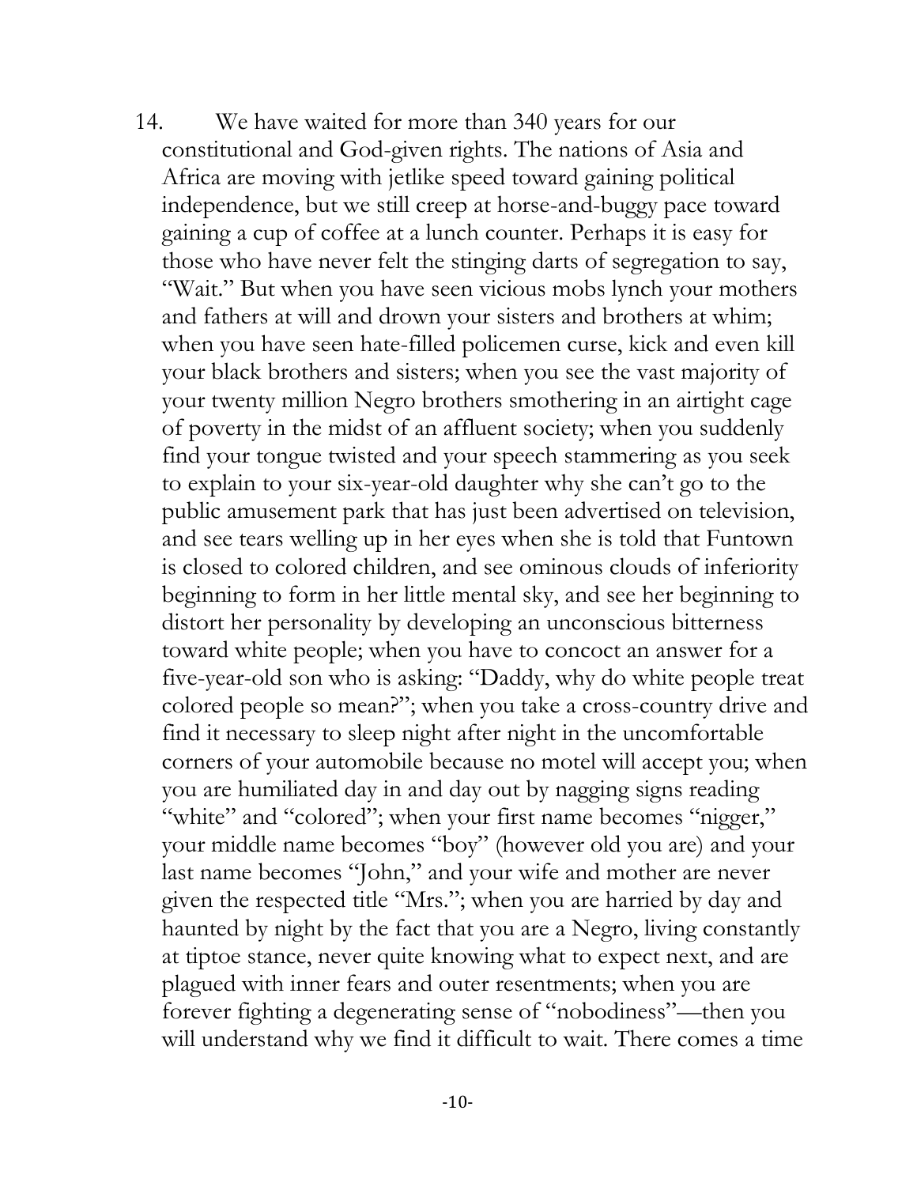14. We have waited for more than 340 years for our constitutional and God-given rights. The nations of Asia and Africa are moving with jetlike speed toward gaining political independence, but we still creep at horse-and-buggy pace toward gaining a cup of coffee at a lunch counter. Perhaps it is easy for those who have never felt the stinging darts of segregation to say, "Wait." But when you have seen vicious mobs lynch your mothers and fathers at will and drown your sisters and brothers at whim; when you have seen hate-filled policemen curse, kick and even kill your black brothers and sisters; when you see the vast majority of your twenty million Negro brothers smothering in an airtight cage of poverty in the midst of an affluent society; when you suddenly find your tongue twisted and your speech stammering as you seek to explain to your six-year-old daughter why she can't go to the public amusement park that has just been advertised on television, and see tears welling up in her eyes when she is told that Funtown is closed to colored children, and see ominous clouds of inferiority beginning to form in her little mental sky, and see her beginning to distort her personality by developing an unconscious bitterness toward white people; when you have to concoct an answer for a five-year-old son who is asking: "Daddy, why do white people treat colored people so mean?"; when you take a cross-country drive and find it necessary to sleep night after night in the uncomfortable corners of your automobile because no motel will accept you; when you are humiliated day in and day out by nagging signs reading "white" and "colored"; when your first name becomes "nigger," your middle name becomes "boy" (however old you are) and your last name becomes "John," and your wife and mother are never given the respected title "Mrs."; when you are harried by day and haunted by night by the fact that you are a Negro, living constantly at tiptoe stance, never quite knowing what to expect next, and are plagued with inner fears and outer resentments; when you are forever fighting a degenerating sense of "nobodiness"—then you will understand why we find it difficult to wait. There comes a time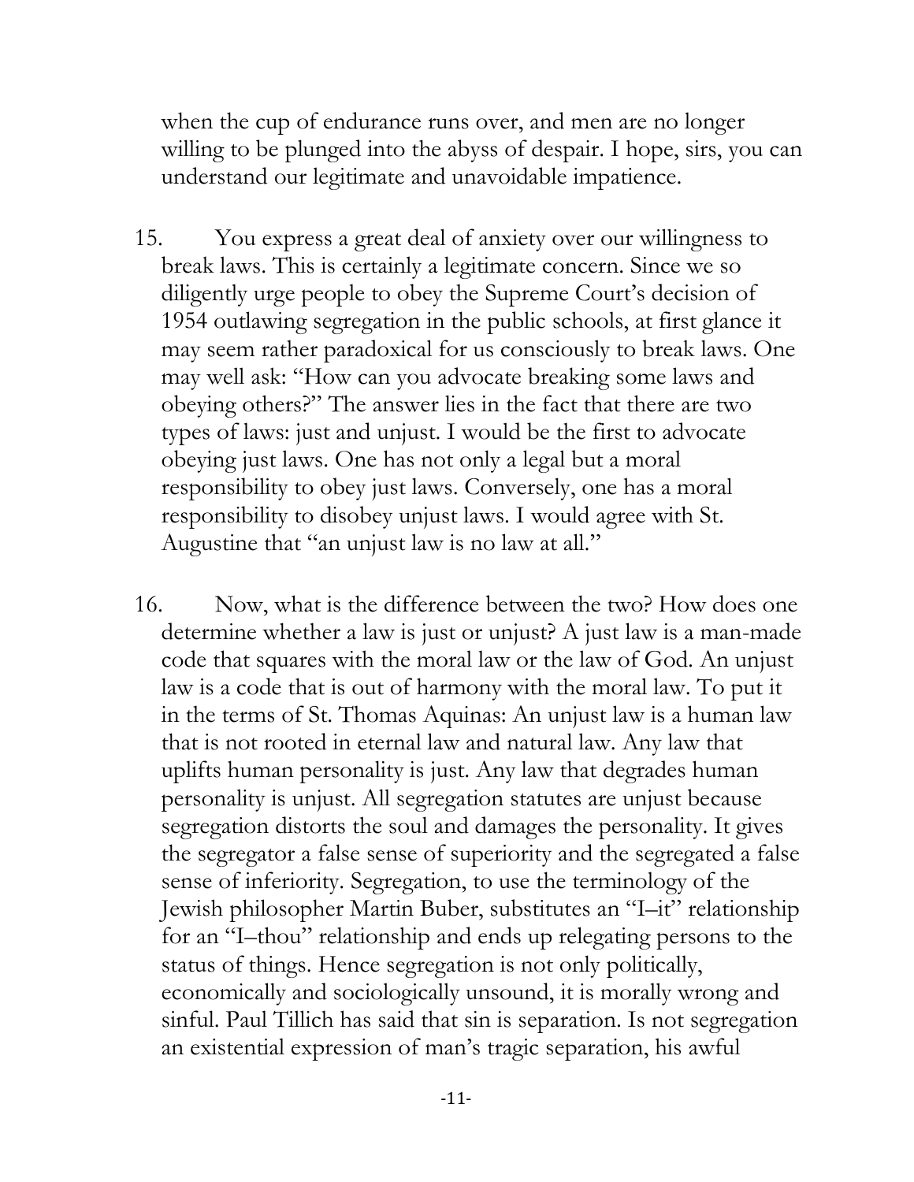when the cup of endurance runs over, and men are no longer willing to be plunged into the abyss of despair. I hope, sirs, you can understand our legitimate and unavoidable impatience.

15. You express a great deal of anxiety over our willingness to break laws. This is certainly a legitimate concern. Since we so diligently urge people to obey the Supreme Court's decision of 1954 outlawing segregation in the public schools, at first glance it may seem rather paradoxical for us consciously to break laws. One may well ask: "How can you advocate breaking some laws and obeying others?" The answer lies in the fact that there are two types of laws: just and unjust. I would be the first to advocate obeying just laws. One has not only a legal but a moral responsibility to obey just laws. Conversely, one has a moral responsibility to disobey unjust laws. I would agree with St. Augustine that "an unjust law is no law at all."

16. Now, what is the difference between the two? How does one determine whether a law is just or unjust? A just law is a man-made code that squares with the moral law or the law of God. An unjust law is a code that is out of harmony with the moral law. To put it in the terms of St. Thomas Aquinas: An unjust law is a human law that is not rooted in eternal law and natural law. Any law that uplifts human personality is just. Any law that degrades human personality is unjust. All segregation statutes are unjust because segregation distorts the soul and damages the personality. It gives the segregator a false sense of superiority and the segregated a false sense of inferiority. Segregation, to use the terminology of the Jewish philosopher Martin Buber, substitutes an "I–it" relationship for an "I–thou" relationship and ends up relegating persons to the status of things. Hence segregation is not only politically, economically and sociologically unsound, it is morally wrong and sinful. Paul Tillich has said that sin is separation. Is not segregation an existential expression of man's tragic separation, his awful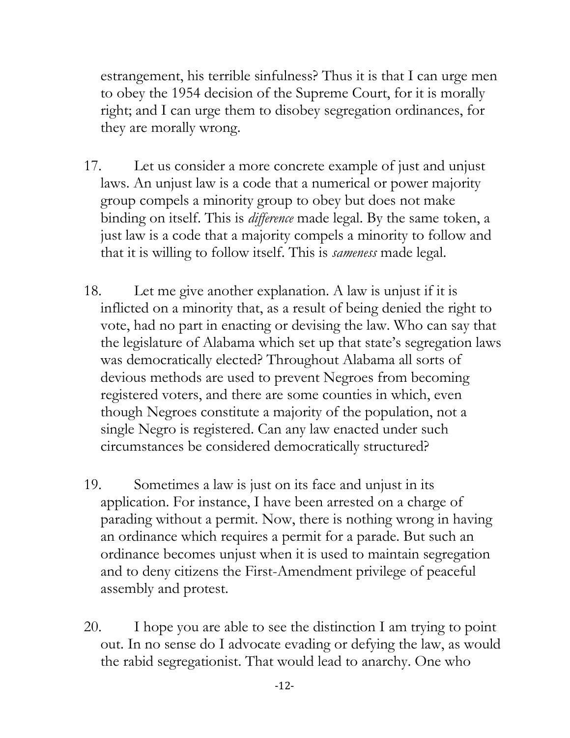estrangement, his terrible sinfulness? Thus it is that I can urge men to obey the 1954 decision of the Supreme Court, for it is morally right; and I can urge them to disobey segregation ordinances, for they are morally wrong.

17. Let us consider a more concrete example of just and unjust laws. An unjust law is a code that a numerical or power majority group compels a minority group to obey but does not make binding on itself. This is *difference* made legal. By the same token, a just law is a code that a majority compels a minority to follow and that it is willing to follow itself. This is *sameness* made legal.

18. Let me give another explanation. A law is unjust if it is inflicted on a minority that, as a result of being denied the right to vote, had no part in enacting or devising the law. Who can say that the legislature of Alabama which set up that state's segregation laws was democratically elected? Throughout Alabama all sorts of devious methods are used to prevent Negroes from becoming registered voters, and there are some counties in which, even though Negroes constitute a majority of the population, not a single Negro is registered. Can any law enacted under such circumstances be considered democratically structured?

19. Sometimes a law is just on its face and unjust in its application. For instance, I have been arrested on a charge of parading without a permit. Now, there is nothing wrong in having an ordinance which requires a permit for a parade. But such an ordinance becomes unjust when it is used to maintain segregation and to deny citizens the First-Amendment privilege of peaceful assembly and protest.

20. I hope you are able to see the distinction I am trying to point out. In no sense do I advocate evading or defying the law, as would the rabid segregationist. That would lead to anarchy. One who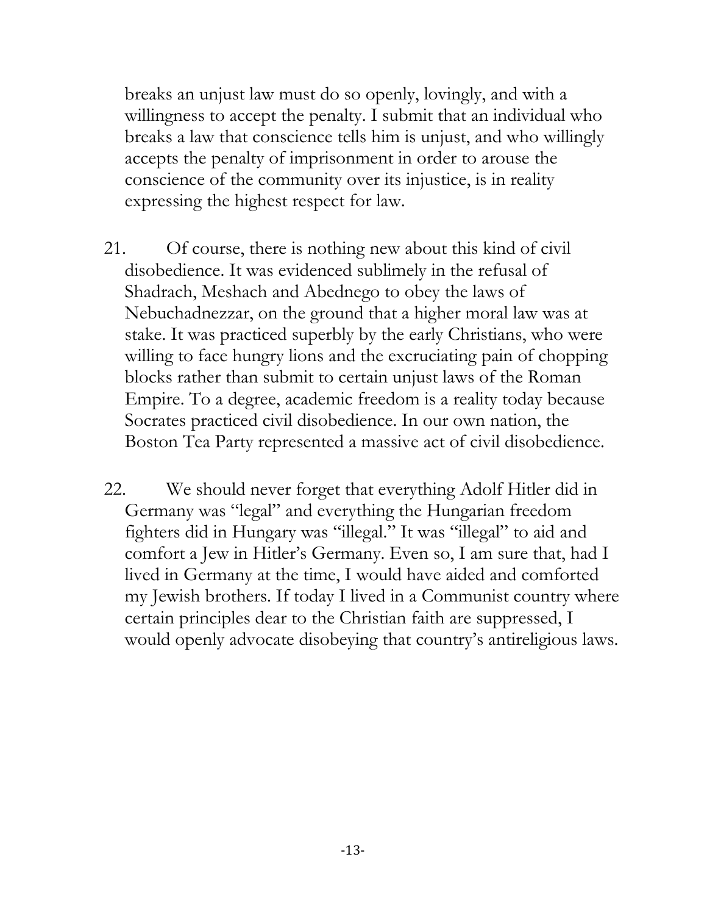breaks an unjust law must do so openly, lovingly, and with a willingness to accept the penalty. I submit that an individual who breaks a law that conscience tells him is unjust, and who willingly accepts the penalty of imprisonment in order to arouse the conscience of the community over its injustice, is in reality expressing the highest respect for law.

21. Of course, there is nothing new about this kind of civil disobedience. It was evidenced sublimely in the refusal of Shadrach, Meshach and Abednego to obey the laws of Nebuchadnezzar, on the ground that a higher moral law was at stake. It was practiced superbly by the early Christians, who were willing to face hungry lions and the excruciating pain of chopping blocks rather than submit to certain unjust laws of the Roman Empire. To a degree, academic freedom is a reality today because Socrates practiced civil disobedience. In our own nation, the Boston Tea Party represented a massive act of civil disobedience.

22. We should never forget that everything Adolf Hitler did in Germany was "legal" and everything the Hungarian freedom fighters did in Hungary was "illegal." It was "illegal" to aid and comfort a Jew in Hitler's Germany. Even so, I am sure that, had I lived in Germany at the time, I would have aided and comforted my Jewish brothers. If today I lived in a Communist country where certain principles dear to the Christian faith are suppressed, I would openly advocate disobeying that country's antireligious laws.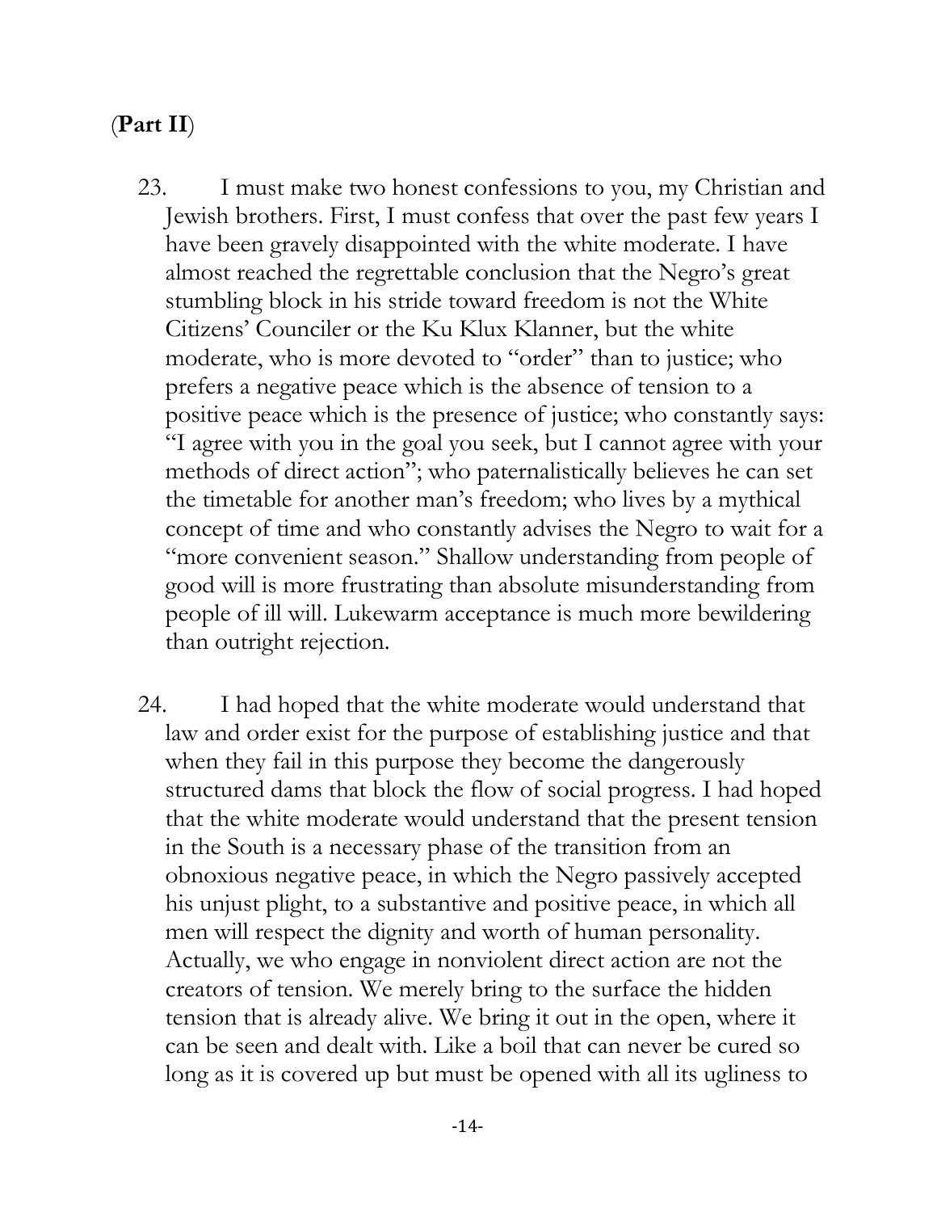(**Part II**)

23. I must make two honest confessions to you, my Christian and Jewish brothers. First, I must confess that over the past few years I have been gravely disappointed with the white moderate. I have almost reached the regrettable conclusion that the Negro's great stumbling block in his stride toward freedom is not the White Citizens' Counciler or the Ku Klux Klanner, but the white moderate, who is more devoted to "order" than to justice; who prefers a negative peace which is the absence of tension to a positive peace which is the presence of justice; who constantly says: "I agree with you in the goal you seek, but I cannot agree with your methods of direct action"; who paternalistically believes he can set the timetable for another man's freedom; who lives by a mythical concept of time and who constantly advises the Negro to wait for a "more convenient season." Shallow understanding from people of good will is more frustrating than absolute misunderstanding from people of ill will. Lukewarm acceptance is much more bewildering than outright rejection.

24. I had hoped that the white moderate would understand that law and order exist for the purpose of establishing justice and that when they fail in this purpose they become the dangerously structured dams that block the flow of social progress. I had hoped that the white moderate would understand that the present tension in the South is a necessary phase of the transition from an obnoxious negative peace, in which the Negro passively accepted his unjust plight, to a substantive and positive peace, in which all men will respect the dignity and worth of human personality. Actually, we who engage in nonviolent direct action are not the creators of tension. We merely bring to the surface the hidden tension that is already alive. We bring it out in the open, where it can be seen and dealt with. Like a boil that can never be cured so long as it is covered up but must be opened with all its ugliness to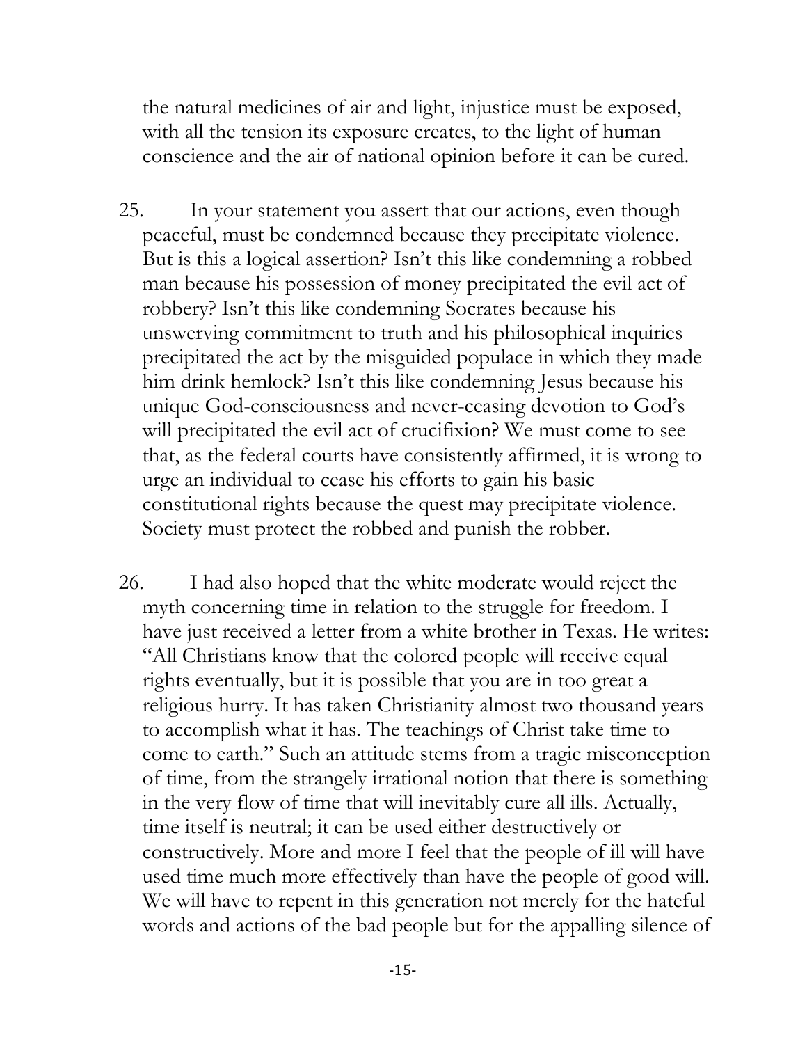the natural medicines of air and light, injustice must be exposed, with all the tension its exposure creates, to the light of human conscience and the air of national opinion before it can be cured.

25. In your statement you assert that our actions, even though peaceful, must be condemned because they precipitate violence. But is this a logical assertion? Isn't this like condemning a robbed man because his possession of money precipitated the evil act of robbery? Isn't this like condemning Socrates because his unswerving commitment to truth and his philosophical inquiries precipitated the act by the misguided populace in which they made him drink hemlock? Isn't this like condemning Jesus because his unique God-consciousness and never-ceasing devotion to God's will precipitated the evil act of crucifixion? We must come to see that, as the federal courts have consistently affirmed, it is wrong to urge an individual to cease his efforts to gain his basic constitutional rights because the quest may precipitate violence. Society must protect the robbed and punish the robber.

26. I had also hoped that the white moderate would reject the myth concerning time in relation to the struggle for freedom. I have just received a letter from a white brother in Texas. He writes: "All Christians know that the colored people will receive equal rights eventually, but it is possible that you are in too great a religious hurry. It has taken Christianity almost two thousand years to accomplish what it has. The teachings of Christ take time to come to earth." Such an attitude stems from a tragic misconception of time, from the strangely irrational notion that there is something in the very flow of time that will inevitably cure all ills. Actually, time itself is neutral; it can be used either destructively or constructively. More and more I feel that the people of ill will have used time much more effectively than have the people of good will. We will have to repent in this generation not merely for the hateful words and actions of the bad people but for the appalling silence of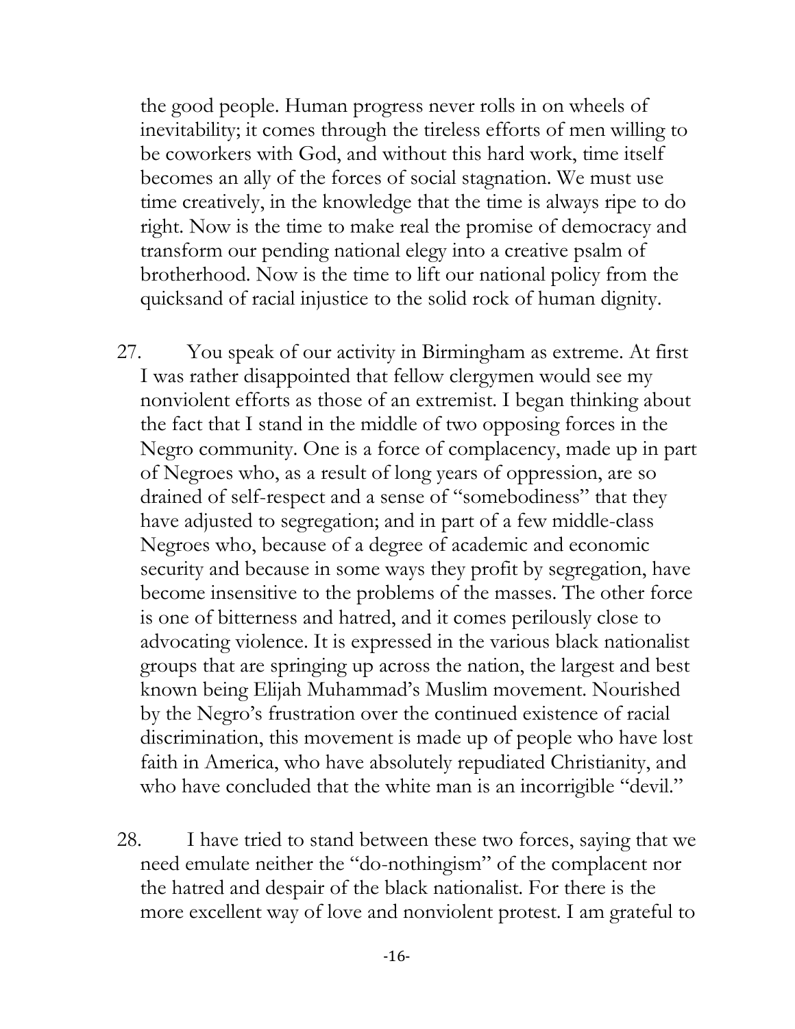the good people. Human progress never rolls in on wheels of inevitability; it comes through the tireless efforts of men willing to be coworkers with God, and without this hard work, time itself becomes an ally of the forces of social stagnation. We must use time creatively, in the knowledge that the time is always ripe to do right. Now is the time to make real the promise of democracy and transform our pending national elegy into a creative psalm of brotherhood. Now is the time to lift our national policy from the quicksand of racial injustice to the solid rock of human dignity.

27. You speak of our activity in Birmingham as extreme. At first I was rather disappointed that fellow clergymen would see my nonviolent efforts as those of an extremist. I began thinking about the fact that I stand in the middle of two opposing forces in the Negro community. One is a force of complacency, made up in part of Negroes who, as a result of long years of oppression, are so drained of self-respect and a sense of "somebodiness" that they have adjusted to segregation; and in part of a few middle-class Negroes who, because of a degree of academic and economic security and because in some ways they profit by segregation, have become insensitive to the problems of the masses. The other force is one of bitterness and hatred, and it comes perilously close to advocating violence. It is expressed in the various black nationalist groups that are springing up across the nation, the largest and best known being Elijah Muhammad's Muslim movement. Nourished by the Negro's frustration over the continued existence of racial discrimination, this movement is made up of people who have lost faith in America, who have absolutely repudiated Christianity, and who have concluded that the white man is an incorrigible "devil."

28. I have tried to stand between these two forces, saying that we need emulate neither the "do-nothingism" of the complacent nor the hatred and despair of the black nationalist. For there is the more excellent way of love and nonviolent protest. I am grateful to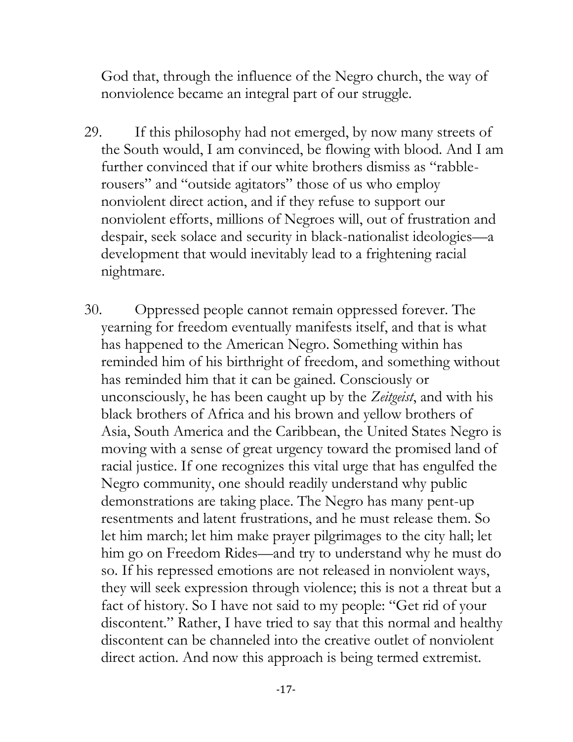God that, through the influence of the Negro church, the way of nonviolence became an integral part of our struggle.

29. If this philosophy had not emerged, by now many streets of the South would, I am convinced, be flowing with blood. And I am further convinced that if our white brothers dismiss as "rabble-rousers" and "outside agitators" those of us who employ nonviolent direct action, and if they refuse to support our nonviolent efforts, millions of Negroes will, out of frustration and despair, seek solace and security in black-nationalist ideologies—a development that would inevitably lead to a frightening racial nightmare.

30. Oppressed people cannot remain oppressed forever. The yearning for freedom eventually manifests itself, and that is what has happened to the American Negro. Something within has reminded him of his birthright of freedom, and something without has reminded him that it can be gained. Consciously or unconsciously, he has been caught up by the *Zeitgeist*, and with his black brothers of Africa and his brown and yellow brothers of Asia, South America and the Caribbean, the United States Negro is moving with a sense of great urgency toward the promised land of racial justice. If one recognizes this vital urge that has engulfed the Negro community, one should readily understand why public demonstrations are taking place. The Negro has many pent-up resentments and latent frustrations, and he must release them. So let him march; let him make prayer pilgrimages to the city hall; let him go on Freedom Rides—and try to understand why he must do so. If his repressed emotions are not released in nonviolent ways, they will seek expression through violence; this is not a threat but a fact of history. So I have not said to my people: "Get rid of your discontent." Rather, I have tried to say that this normal and healthy discontent can be channeled into the creative outlet of nonviolent direct action. And now this approach is being termed extremist.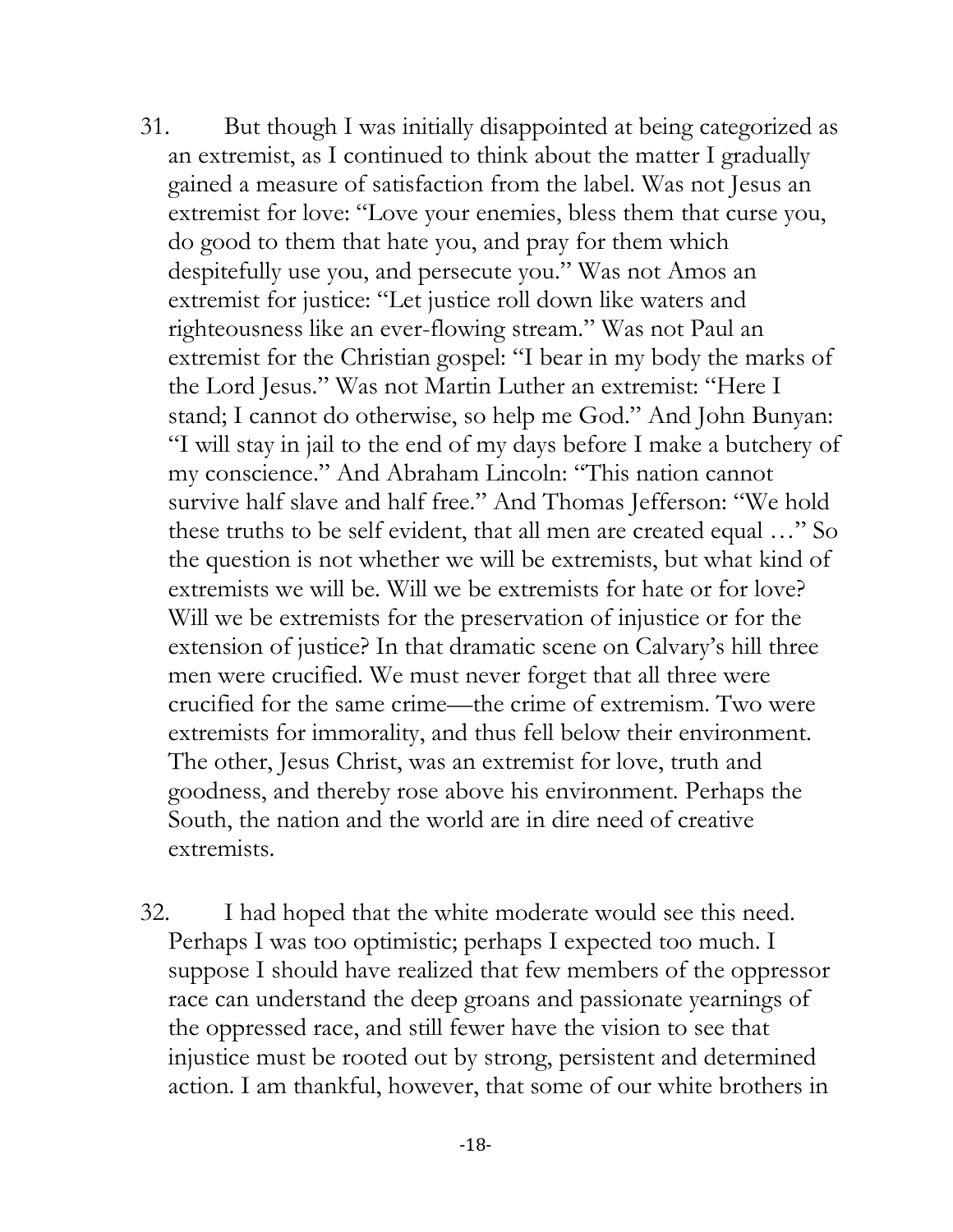31. But though I was initially disappointed at being categorized as an extremist, as I continued to think about the matter I gradually gained a measure of satisfaction from the label. Was not Jesus an extremist for love: "Love your enemies, bless them that curse you, do good to them that hate you, and pray for them which despitefully use you, and persecute you." Was not Amos an extremist for justice: "Let justice roll down like waters and righteousness like an ever-flowing stream." Was not Paul an extremist for the Christian gospel: "I bear in my body the marks of the Lord Jesus." Was not Martin Luther an extremist: "Here I stand; I cannot do otherwise, so help me God." And John Bunyan: "I will stay in jail to the end of my days before I make a butchery of my conscience." And Abraham Lincoln: "This nation cannot survive half slave and half free." And Thomas Jefferson: "We hold these truths to be self evident, that all men are created equal …" So the question is not whether we will be extremists, but what kind of extremists we will be. Will we be extremists for hate or for love? Will we be extremists for the preservation of injustice or for the extension of justice? In that dramatic scene on Calvary's hill three men were crucified. We must never forget that all three were crucified for the same crime—the crime of extremism. Two were extremists for immorality, and thus fell below their environment. The other, Jesus Christ, was an extremist for love, truth and goodness, and thereby rose above his environment. Perhaps the South, the nation and the world are in dire need of creative extremists.

32. I had hoped that the white moderate would see this need. Perhaps I was too optimistic; perhaps I expected too much. I suppose I should have realized that few members of the oppressor race can understand the deep groans and passionate yearnings of the oppressed race, and still fewer have the vision to see that injustice must be rooted out by strong, persistent and determined action. I am thankful, however, that some of our white brothers in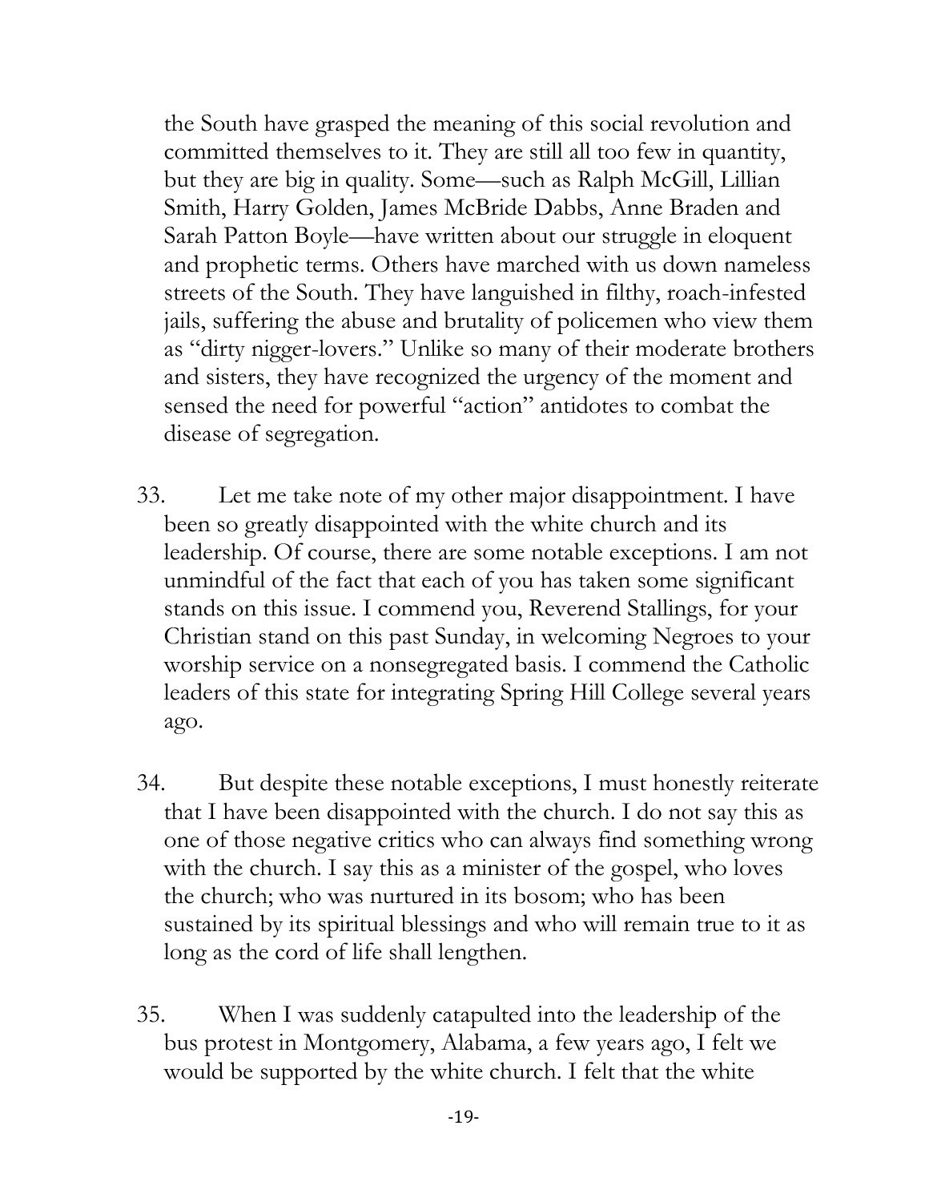the South have grasped the meaning of this social revolution and committed themselves to it. They are still all too few in quantity, but they are big in quality. Some—such as Ralph McGill, Lillian Smith, Harry Golden, James McBride Dabbs, Anne Braden and Sarah Patton Boyle—have written about our struggle in eloquent and prophetic terms. Others have marched with us down nameless streets of the South. They have languished in filthy, roach-infested jails, suffering the abuse and brutality of policemen who view them as "dirty nigger-lovers." Unlike so many of their moderate brothers and sisters, they have recognized the urgency of the moment and sensed the need for powerful "action" antidotes to combat the disease of segregation.

33. Let me take note of my other major disappointment. I have been so greatly disappointed with the white church and its leadership. Of course, there are some notable exceptions. I am not unmindful of the fact that each of you has taken some significant stands on this issue. I commend you, Reverend Stallings, for your Christian stand on this past Sunday, in welcoming Negroes to your worship service on a nonsegregated basis. I commend the Catholic leaders of this state for integrating Spring Hill College several years ago.

34. But despite these notable exceptions, I must honestly reiterate that I have been disappointed with the church. I do not say this as one of those negative critics who can always find something wrong with the church. I say this as a minister of the gospel, who loves the church; who was nurtured in its bosom; who has been sustained by its spiritual blessings and who will remain true to it as long as the cord of life shall lengthen.

35. When I was suddenly catapulted into the leadership of the bus protest in Montgomery, Alabama, a few years ago, I felt we would be supported by the white church. I felt that the white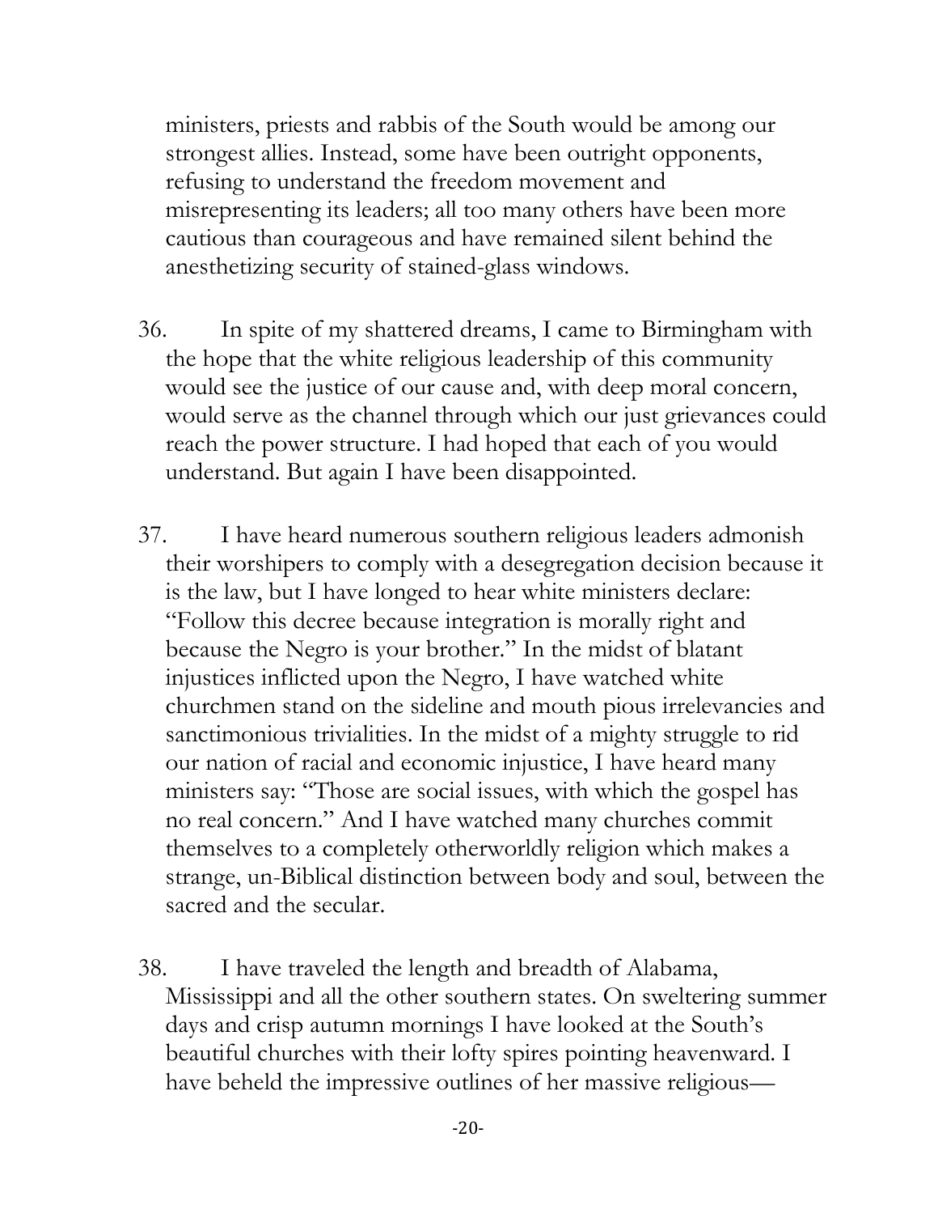ministers, priests and rabbis of the South would be among our strongest allies. Instead, some have been outright opponents, refusing to understand the freedom movement and misrepresenting its leaders; all too many others have been more cautious than courageous and have remained silent behind the anesthetizing security of stained-glass windows.

36. In spite of my shattered dreams, I came to Birmingham with the hope that the white religious leadership of this community would see the justice of our cause and, with deep moral concern, would serve as the channel through which our just grievances could reach the power structure. I had hoped that each of you would understand. But again I have been disappointed.

37. I have heard numerous southern religious leaders admonish their worshipers to comply with a desegregation decision because it is the law, but I have longed to hear white ministers declare: "Follow this decree because integration is morally right and because the Negro is your brother." In the midst of blatant injustices inflicted upon the Negro, I have watched white churchmen stand on the sideline and mouth pious irrelevancies and sanctimonious trivialities. In the midst of a mighty struggle to rid our nation of racial and economic injustice, I have heard many ministers say: "Those are social issues, with which the gospel has no real concern." And I have watched many churches commit themselves to a completely otherworldly religion which makes a strange, un-Biblical distinction between body and soul, between the sacred and the secular.

38. I have traveled the length and breadth of Alabama, Mississippi and all the other southern states. On sweltering summer days and crisp autumn mornings I have looked at the South's beautiful churches with their lofty spires pointing heavenward. I have beheld the impressive outlines of her massive religious—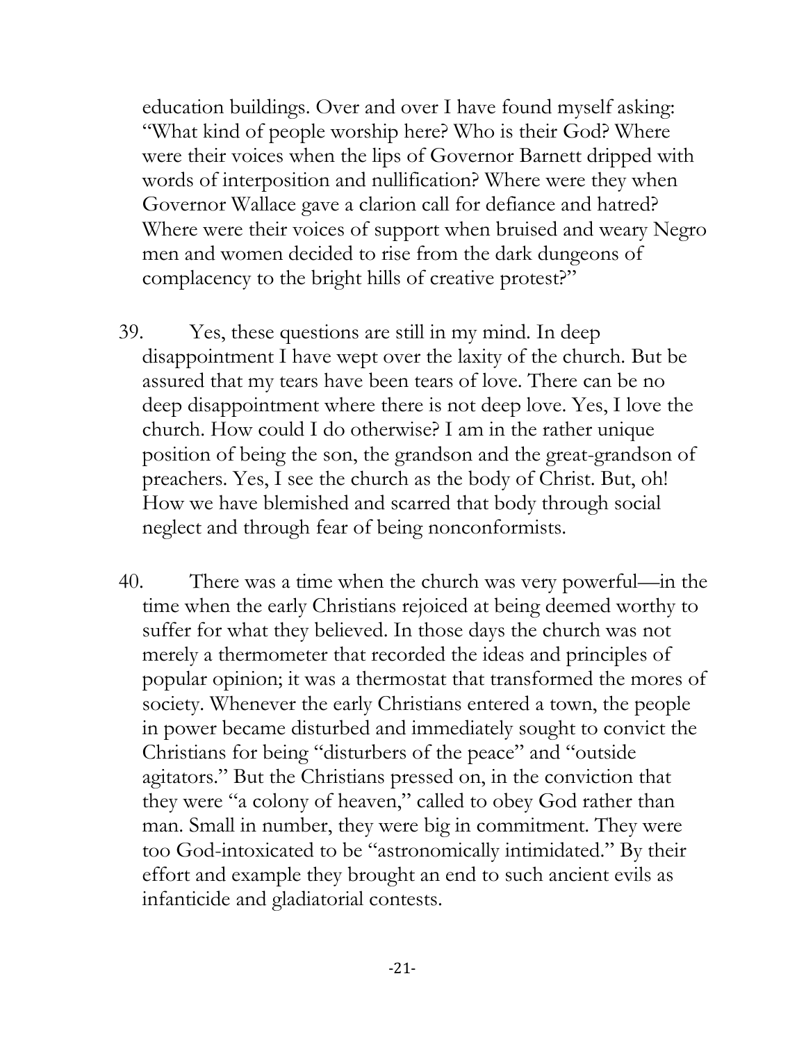education buildings. Over and over I have found myself asking: "What kind of people worship here? Who is their God? Where were their voices when the lips of Governor Barnett dripped with words of interposition and nullification? Where were they when Governor Wallace gave a clarion call for defiance and hatred? Where were their voices of support when bruised and weary Negro men and women decided to rise from the dark dungeons of complacency to the bright hills of creative protest?"

39. Yes, these questions are still in my mind. In deep disappointment I have wept over the laxity of the church. But be assured that my tears have been tears of love. There can be no deep disappointment where there is not deep love. Yes, I love the church. How could I do otherwise? I am in the rather unique position of being the son, the grandson and the great-grandson of preachers. Yes, I see the church as the body of Christ. But, oh! How we have blemished and scarred that body through social neglect and through fear of being nonconformists.

40. There was a time when the church was very powerful—in the time when the early Christians rejoiced at being deemed worthy to suffer for what they believed. In those days the church was not merely a thermometer that recorded the ideas and principles of popular opinion; it was a thermostat that transformed the mores of society. Whenever the early Christians entered a town, the people in power became disturbed and immediately sought to convict the Christians for being "disturbers of the peace" and "outside agitators." But the Christians pressed on, in the conviction that they were "a colony of heaven," called to obey God rather than man. Small in number, they were big in commitment. They were too God-intoxicated to be "astronomically intimidated." By their effort and example they brought an end to such ancient evils as infanticide and gladiatorial contests.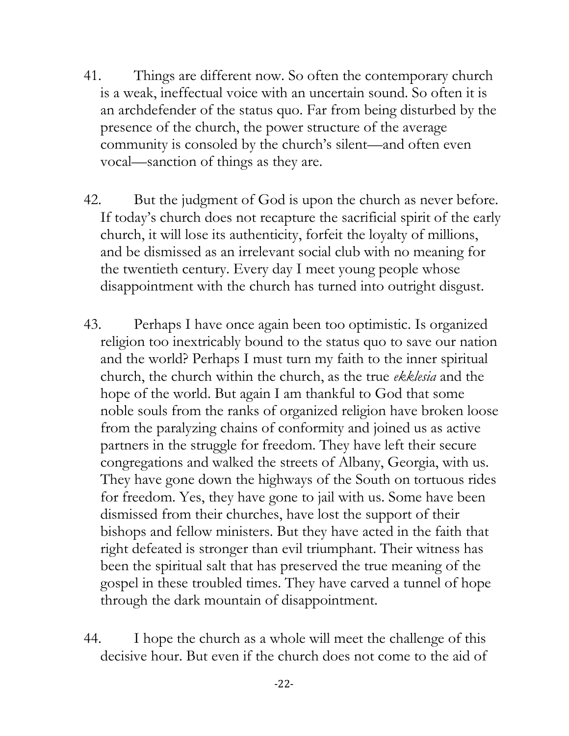41. Things are different now. So often the contemporary church is a weak, ineffectual voice with an uncertain sound. So often it is an archdefender of the status quo. Far from being disturbed by the presence of the church, the power structure of the average community is consoled by the church's silent—and often even vocal—sanction of things as they are.

42. But the judgment of God is upon the church as never before. If today's church does not recapture the sacrificial spirit of the early church, it will lose its authenticity, forfeit the loyalty of millions, and be dismissed as an irrelevant social club with no meaning for the twentieth century. Every day I meet young people whose disappointment with the church has turned into outright disgust.

43. Perhaps I have once again been too optimistic. Is organized religion too inextricably bound to the status quo to save our nation and the world? Perhaps I must turn my faith to the inner spiritual church, the church within the church, as the true *ekklesia* and the hope of the world. But again I am thankful to God that some noble souls from the ranks of organized religion have broken loose from the paralyzing chains of conformity and joined us as active partners in the struggle for freedom. They have left their secure congregations and walked the streets of Albany, Georgia, with us. They have gone down the highways of the South on tortuous rides for freedom. Yes, they have gone to jail with us. Some have been dismissed from their churches, have lost the support of their bishops and fellow ministers. But they have acted in the faith that right defeated is stronger than evil triumphant. Their witness has been the spiritual salt that has preserved the true meaning of the gospel in these troubled times. They have carved a tunnel of hope through the dark mountain of disappointment.

44. I hope the church as a whole will meet the challenge of this decisive hour. But even if the church does not come to the aid of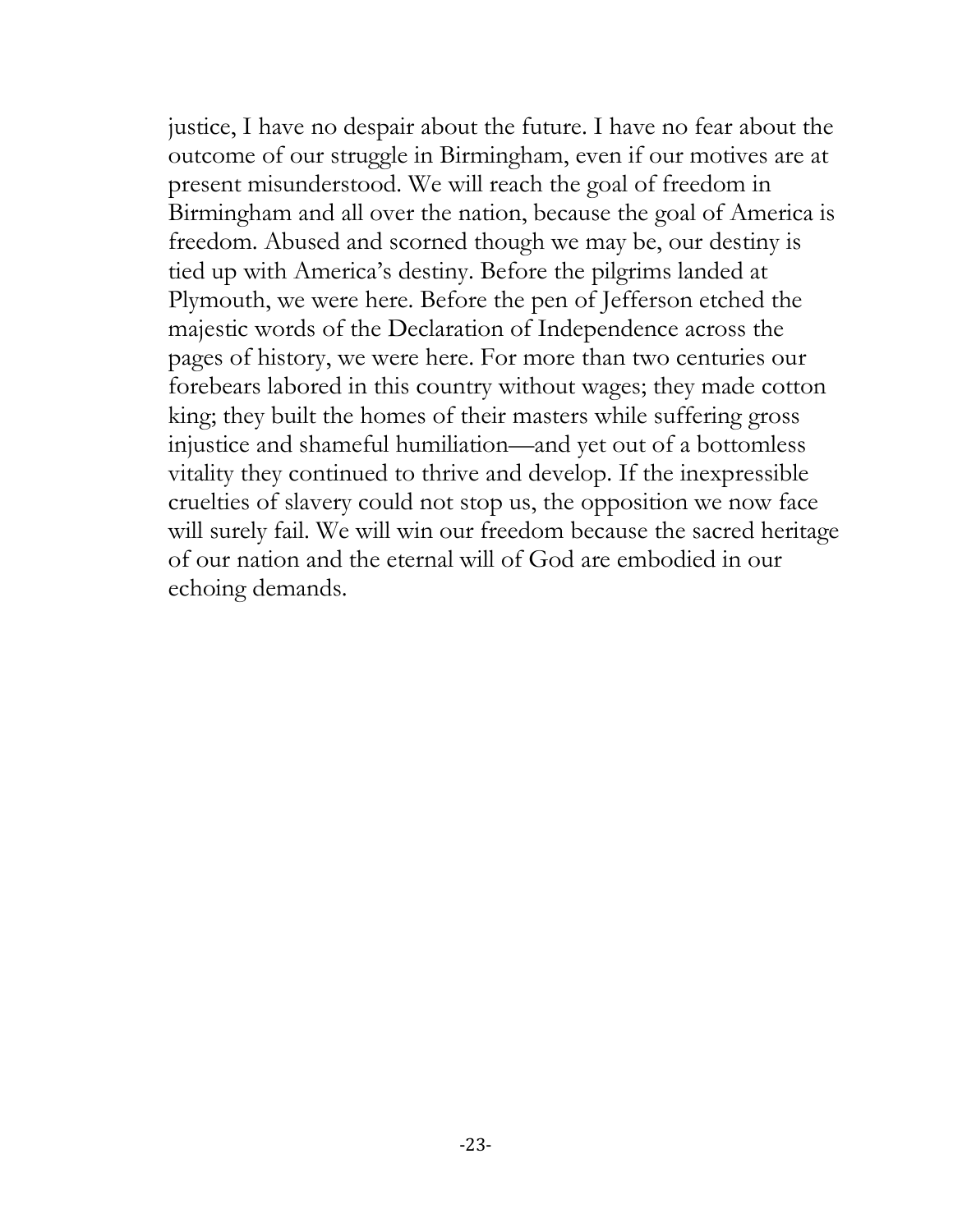justice, I have no despair about the future. I have no fear about the outcome of our struggle in Birmingham, even if our motives are at present misunderstood. We will reach the goal of freedom in Birmingham and all over the nation, because the goal of America is freedom. Abused and scorned though we may be, our destiny is tied up with America's destiny. Before the pilgrims landed at Plymouth, we were here. Before the pen of Jefferson etched the majestic words of the Declaration of Independence across the pages of history, we were here. For more than two centuries our forebears labored in this country without wages; they made cotton king; they built the homes of their masters while suffering gross injustice and shameful humiliation—and yet out of a bottomless vitality they continued to thrive and develop. If the inexpressible cruelties of slavery could not stop us, the opposition we now face will surely fail. We will win our freedom because the sacred heritage of our nation and the eternal will of God are embodied in our echoing demands.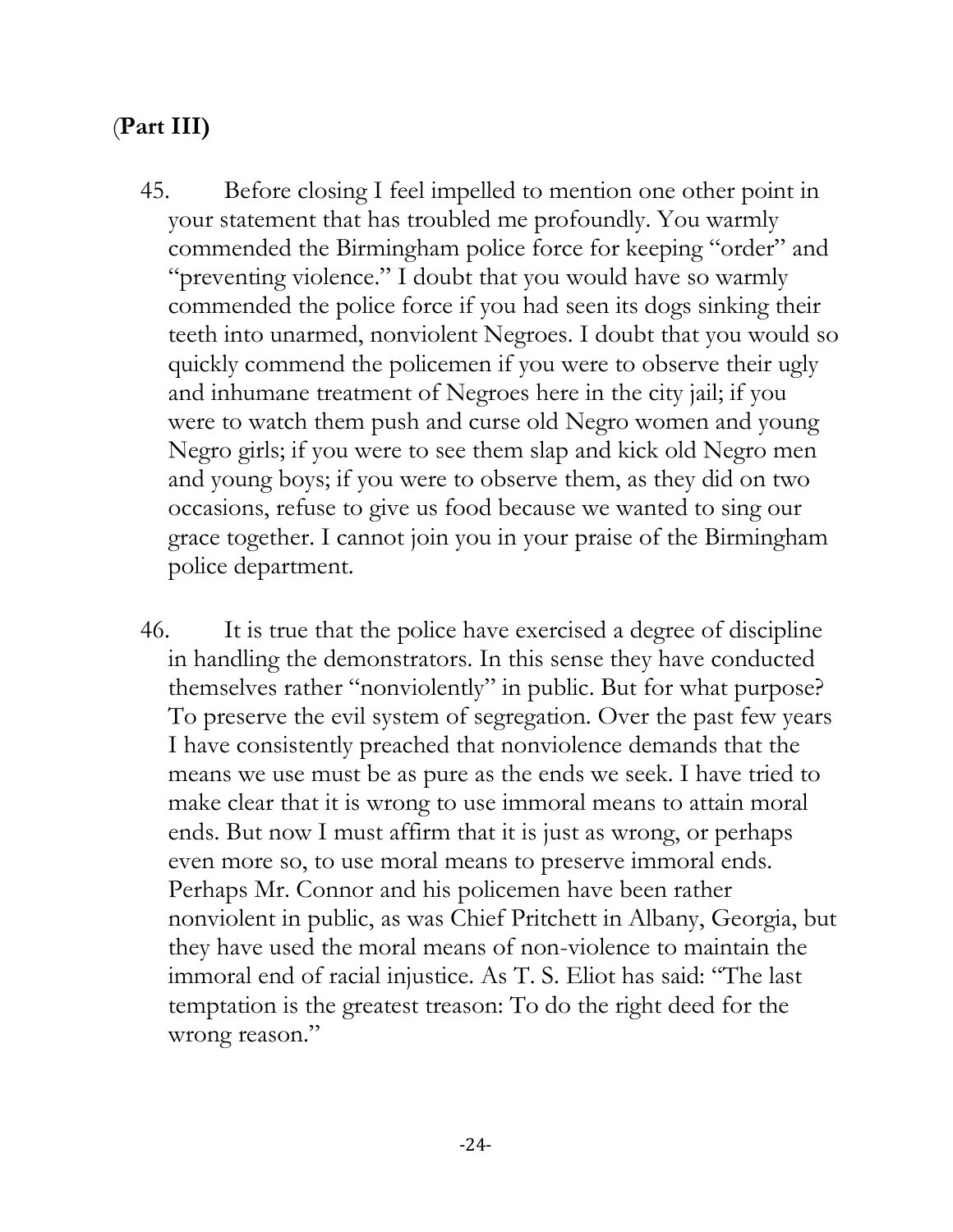(**Part III)**

45. Before closing I feel impelled to mention one other point in your statement that has troubled me profoundly. You warmly commended the Birmingham police force for keeping "order" and "preventing violence." I doubt that you would have so warmly commended the police force if you had seen its dogs sinking their teeth into unarmed, nonviolent Negroes. I doubt that you would so quickly commend the policemen if you were to observe their ugly and inhumane treatment of Negroes here in the city jail; if you were to watch them push and curse old Negro women and young Negro girls; if you were to see them slap and kick old Negro men and young boys; if you were to observe them, as they did on two occasions, refuse to give us food because we wanted to sing our grace together. I cannot join you in your praise of the Birmingham police department.

46. It is true that the police have exercised a degree of discipline in handling the demonstrators. In this sense they have conducted themselves rather "nonviolently" in public. But for what purpose? To preserve the evil system of segregation. Over the past few years I have consistently preached that nonviolence demands that the means we use must be as pure as the ends we seek. I have tried to make clear that it is wrong to use immoral means to attain moral ends. But now I must affirm that it is just as wrong, or perhaps even more so, to use moral means to preserve immoral ends. Perhaps Mr. Connor and his policemen have been rather nonviolent in public, as was Chief Pritchett in Albany, Georgia, but they have used the moral means of non-violence to maintain the immoral end of racial injustice. As T. S. Eliot has said: "The last temptation is the greatest treason: To do the right deed for the wrong reason."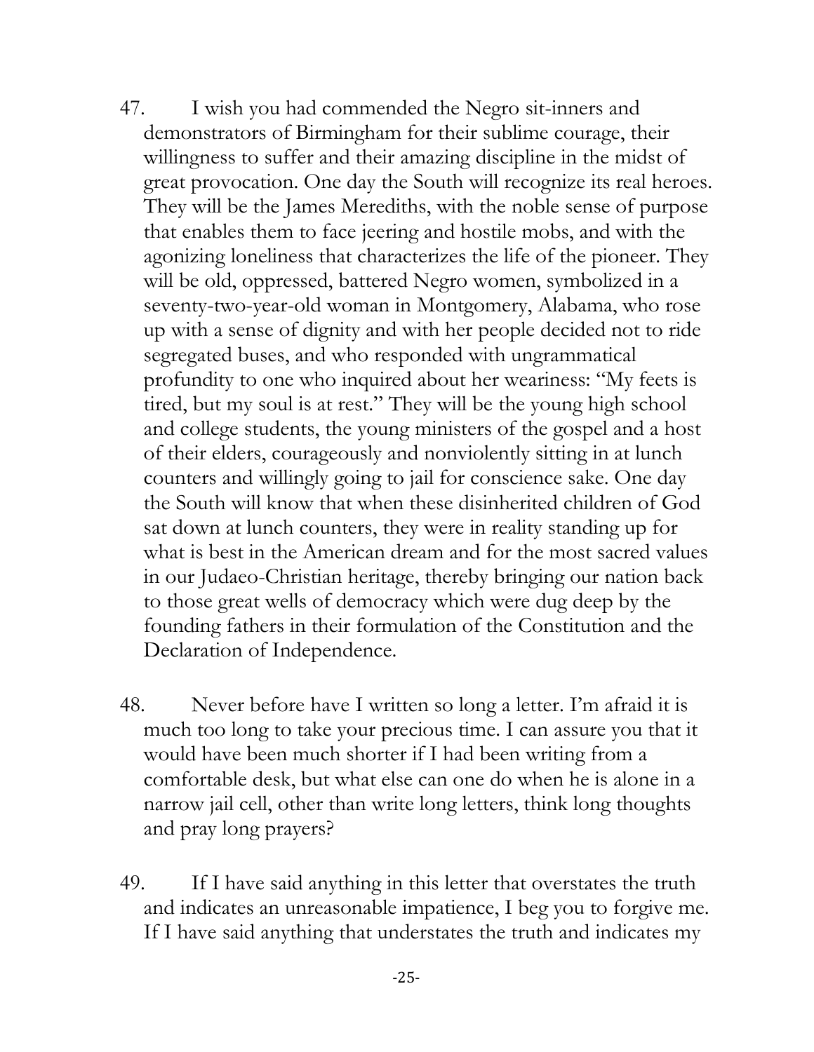47. I wish you had commended the Negro sit-inners and demonstrators of Birmingham for their sublime courage, their willingness to suffer and their amazing discipline in the midst of great provocation. One day the South will recognize its real heroes. They will be the James Merediths, with the noble sense of purpose that enables them to face jeering and hostile mobs, and with the agonizing loneliness that characterizes the life of the pioneer. They will be old, oppressed, battered Negro women, symbolized in a seventy-two-year-old woman in Montgomery, Alabama, who rose up with a sense of dignity and with her people decided not to ride segregated buses, and who responded with ungrammatical profundity to one who inquired about her weariness: "My feets is tired, but my soul is at rest." They will be the young high school and college students, the young ministers of the gospel and a host of their elders, courageously and nonviolently sitting in at lunch counters and willingly going to jail for conscience sake. One day the South will know that when these disinherited children of God sat down at lunch counters, they were in reality standing up for what is best in the American dream and for the most sacred values in our Judaeo-Christian heritage, thereby bringing our nation back to those great wells of democracy which were dug deep by the founding fathers in their formulation of the Constitution and the Declaration of Independence.

48. Never before have I written so long a letter. I'm afraid it is much too long to take your precious time. I can assure you that it would have been much shorter if I had been writing from a comfortable desk, but what else can one do when he is alone in a narrow jail cell, other than write long letters, think long thoughts and pray long prayers?

49. If I have said anything in this letter that overstates the truth and indicates an unreasonable impatience, I beg you to forgive me. If I have said anything that understates the truth and indicates my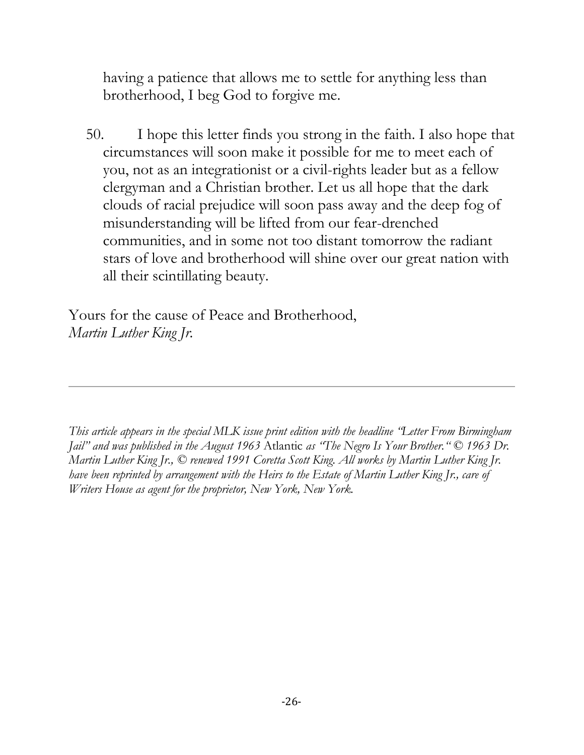having a patience that allows me to settle for anything less than brotherhood, I beg God to forgive me.

50. I hope this letter finds you strong in the faith. I also hope that circumstances will soon make it possible for me to meet each of you, not as an integrationist or a civil-rights leader but as a fellow clergyman and a Christian brother. Let us all hope that the dark clouds of racial prejudice will soon pass away and the deep fog of misunderstanding will be lifted from our fear-drenched communities, and in some not too distant tomorrow the radiant stars of love and brotherhood will shine over our great nation with all their scintillating beauty.

Yours for the cause of Peace and Brotherhood,
*Martin Luther King Jr.*

---

*This article appears in the special MLK issue print edition with the headline "Letter From Birmingham Jail" and was published in the August 1963* Atlantic *as "The Negro Is Your Brother." © 1963 Dr. Martin Luther King Jr., © renewed 1991 Coretta Scott King. All works by Martin Luther King Jr. have been reprinted by arrangement with the Heirs to the Estate of Martin Luther King Jr., care of Writers House as agent for the proprietor, New York, New York.*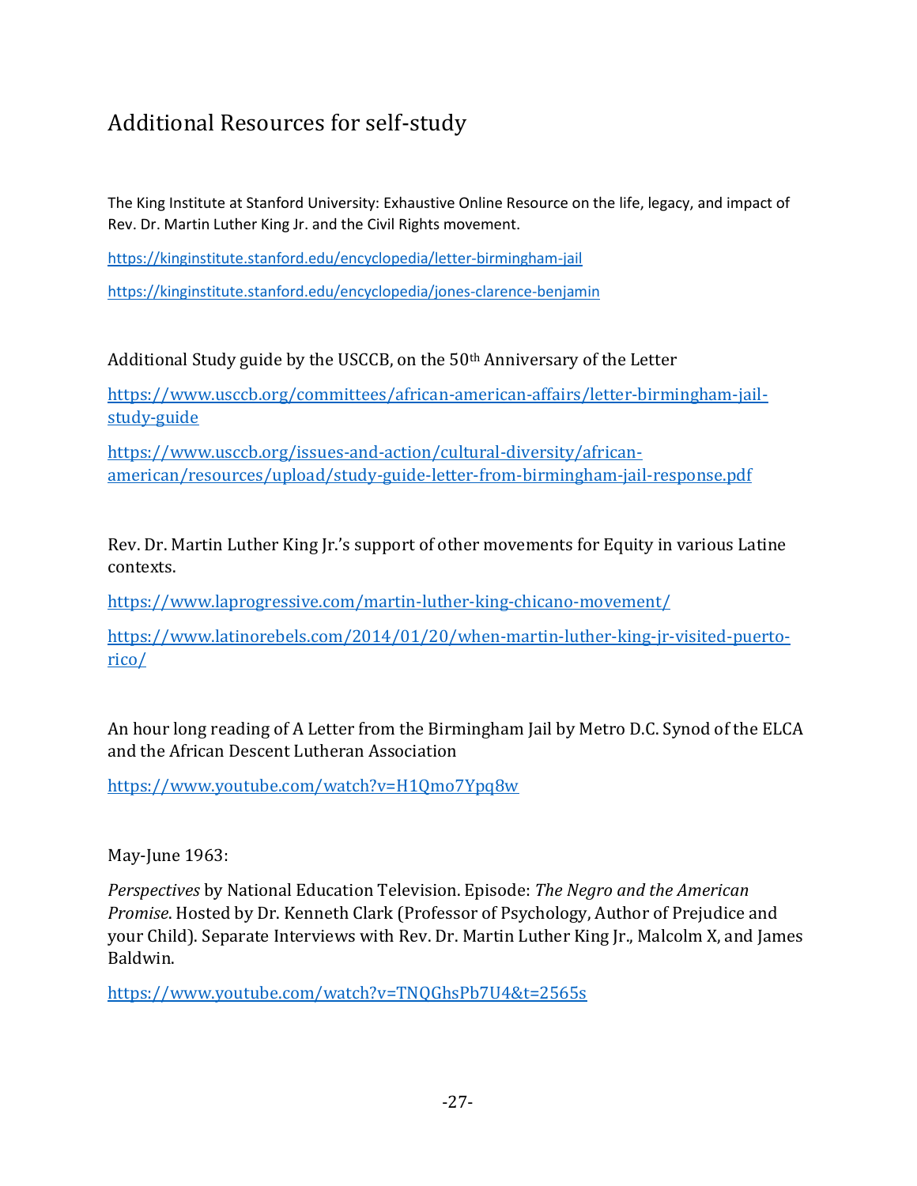# Additional Resources for self-study

The King Institute at Stanford University: Exhaustive Online Resource on the life, legacy, and impact of Rev. Dr. Martin Luther King Jr. and the Civil Rights movement.

https://kinginstitute.stanford.edu/encyclopedia/letter-birmingham-jail

https://kinginstitute.stanford.edu/encyclopedia/jones-clarence-benjamin

Additional Study guide by the USCCB, on the 50th Anniversary of the Letter

https://www.usccb.org/committees/african-american-affairs/letter-birmingham-jail-study-guide

https://www.usccb.org/issues-and-action/cultural-diversity/african-american/resources/upload/study-guide-letter-from-birmingham-jail-response.pdf

Rev. Dr. Martin Luther King Jr.'s support of other movements for Equity in various Latine contexts.

https://www.laprogressive.com/martin-luther-king-chicano-movement/

https://www.latinorebels.com/2014/01/20/when-martin-luther-king-jr-visited-puerto-rico/

An hour long reading of A Letter from the Birmingham Jail by Metro D.C. Synod of the ELCA and the African Descent Lutheran Association

https://www.youtube.com/watch?v=H1Qmo7Ypq8w

May-June 1963:

*Perspectives* by National Education Television. Episode: *The Negro and the American Promise*. Hosted by Dr. Kenneth Clark (Professor of Psychology, Author of Prejudice and your Child). Separate Interviews with Rev. Dr. Martin Luther King Jr., Malcolm X, and James Baldwin.

https://www.youtube.com/watch?v=TNQGhsPb7U4&t=2565s